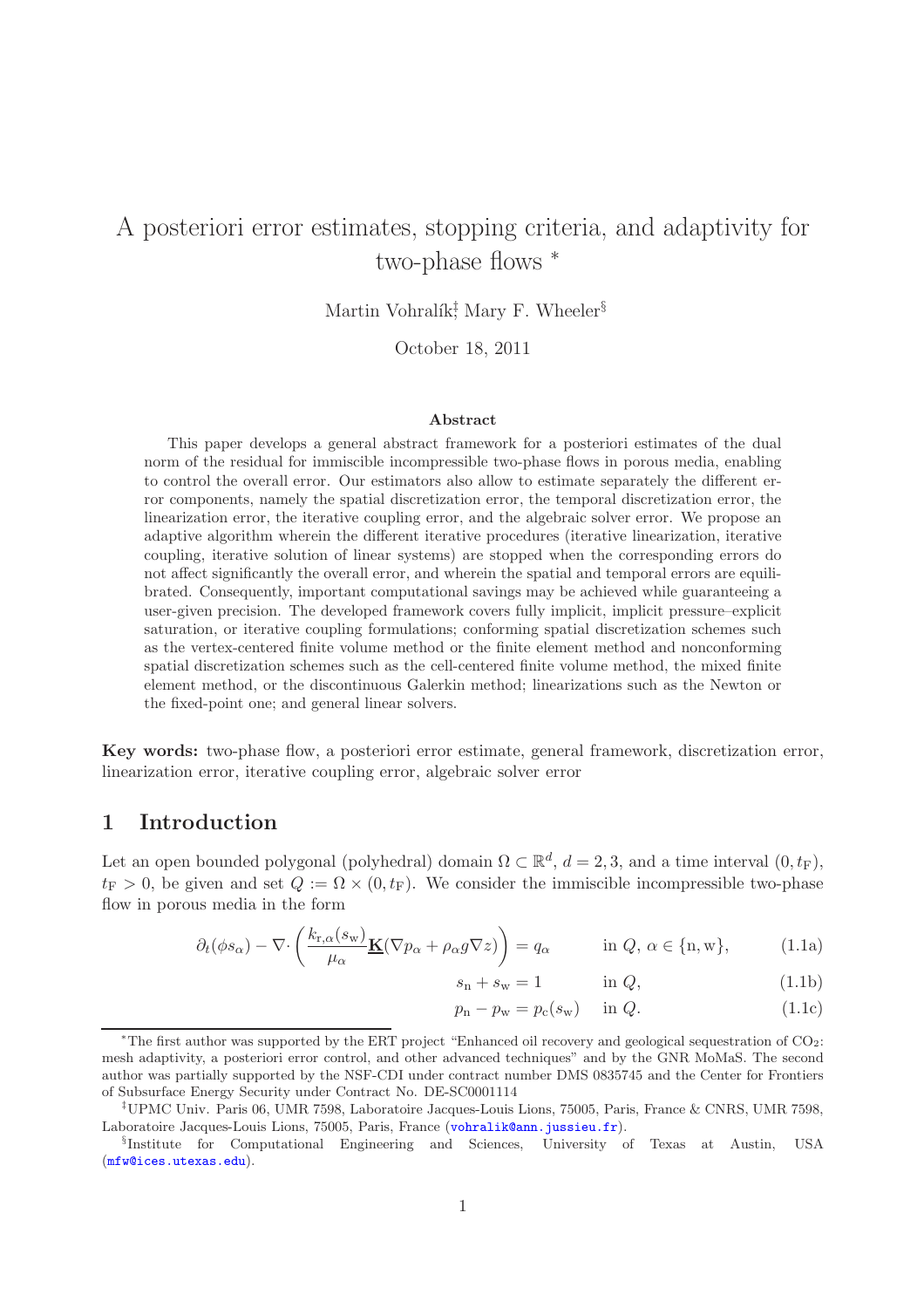# A posteriori error estimates, stopping criteria, and adaptivity for two-phase flows *

Martin Vohralík[‡], Mary F. Wheeler[§]

October 18, 2011

### Abstract

This paper develops a general abstract framework for a posteriori estimates of the dual norm of the residual for immiscible incompressible two-phase flows in porous media, enabling to control the overall error. Our estimators also allow to estimate separately the different error components, namely the spatial discretization error, the temporal discretization error, the linearization error, the iterative coupling error, and the algebraic solver error. We propose an adaptive algorithm wherein the different iterative procedures (iterative linearization, iterative coupling, iterative solution of linear systems) are stopped when the corresponding errors do not affect significantly the overall error, and wherein the spatial and temporal errors are equilibrated. Consequently, important computational savings may be achieved while guaranteeing a user-given precision. The developed framework covers fully implicit, implicit pressure–explicit saturation, or iterative coupling formulations; conforming spatial discretization schemes such as the vertex-centered finite volume method or the finite element method and nonconforming spatial discretization schemes such as the cell-centered finite volume method, the mixed finite element method, or the discontinuous Galerkin method; linearizations such as the Newton or the fixed-point one; and general linear solvers.

**Key words:** two-phase flow, a posteriori error estimate, general framework, discretization error, linearization error, iterative coupling error, algebraic solver error

## 1 Introduction

Let an open bounded polygonal (polyhedral) domain $\Omega \subset \mathbb{R}^d$, $d = 2, 3$, and a time interval $(0, t_{\rm F})$, $t_{\rm F} > 0$, be given and set $Q := \Omega \times (0, t_{\rm F})$. We consider the immiscible incompressible two-phase flow in porous media in the form

$$\partial_t(\phi s_\alpha) - \nabla\cdot \left( \frac{k_{{\rm r},\alpha}(s_{\rm w})}{\mu_\alpha} \underline{\mathbf{K}}(\nabla p_\alpha + \rho_\alpha g \nabla z) \right) = q_\alpha \qquad \text{in } Q,\ \alpha \in \{{\rm n}, {\rm w}\}, \tag{1.1a}$$

$$s_{\rm n} + s_{\rm w} = 1 \qquad \text{in } Q, \tag{1.1b}$$

$$p_{\rm n} - p_{\rm w} = p_{\rm c}(s_{\rm w}) \qquad \text{in } Q. \tag{1.1c}$$

---

*The first author was supported by the ERT project "Enhanced oil recovery and geological sequestration of $CO_2$: mesh adaptivity, a posteriori error control, and other advanced techniques" and by the GNR MoMaS. The second author was partially supported by the NSF-CDI under contract number DMS 0835745 and the Center for Frontiers of Subsurface Energy Security under Contract No. DE-SC0001114

[‡]UPMC Univ. Paris 06, UMR 7598, Laboratoire Jacques-Louis Lions, 75005, Paris, France & CNRS, UMR 7598, Laboratoire Jacques-Louis Lions, 75005, Paris, France (vohralik@ann.jussieu.fr).

[§]Institute for Computational Engineering and Sciences, University of Texas at Austin, USA (mfw@ices.utexas.edu).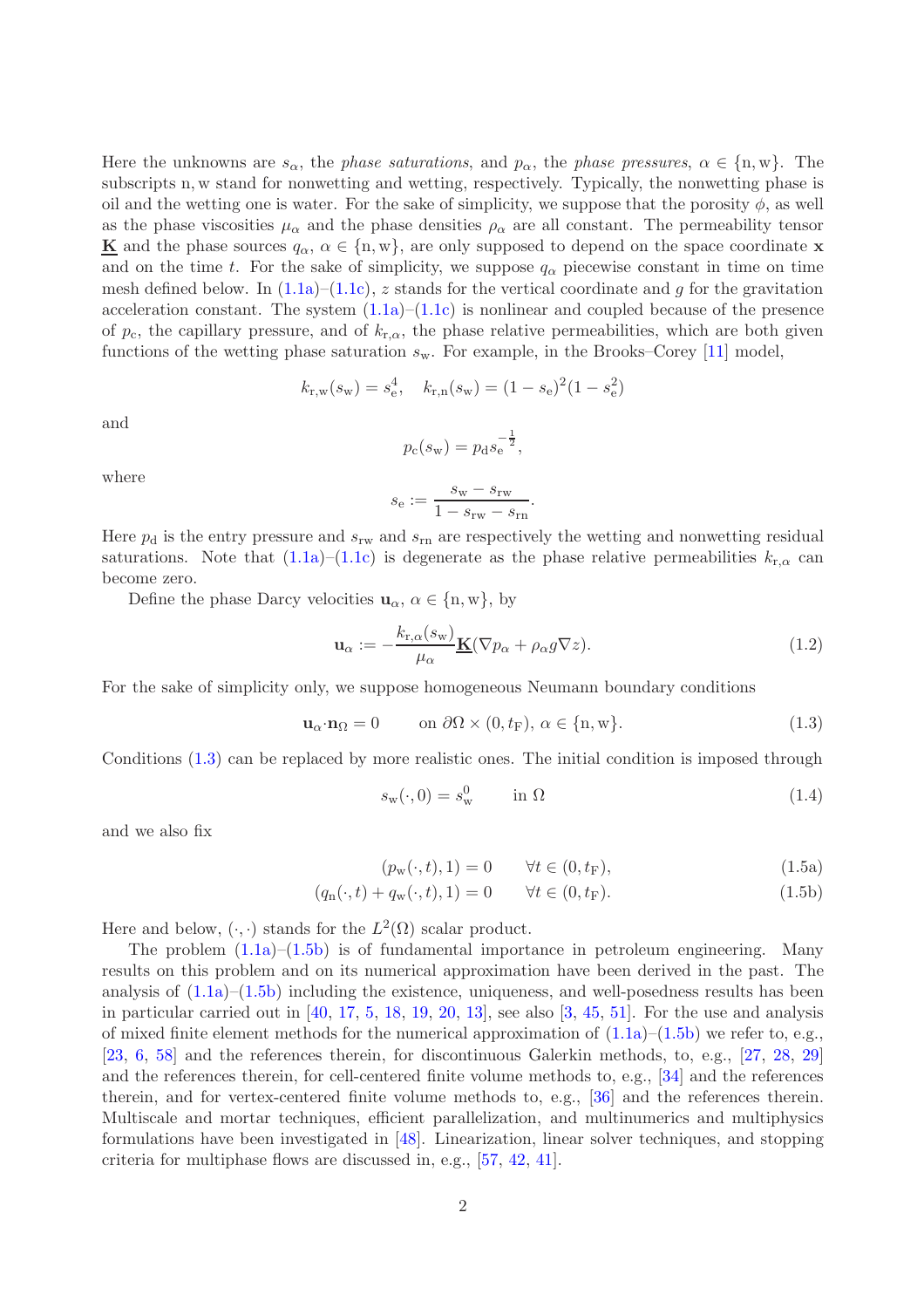Here the unknowns are $s_\alpha$, the *phase saturations*, and $p_\alpha$, the *phase pressures*, $\alpha \in \{\mathrm{n}, \mathrm{w}\}$. The subscripts n, w stand for nonwetting and wetting, respectively. Typically, the nonwetting phase is oil and the wetting one is water. For the sake of simplicity, we suppose that the porosity $\phi$, as well as the phase viscosities $\mu_\alpha$ and the phase densities $\rho_\alpha$ are all constant. The permeability tensor $\underline{\mathbf{K}}$ and the phase sources $q_\alpha$, $\alpha \in \{\mathrm{n}, \mathrm{w}\}$, are only supposed to depend on the space coordinate $\mathbf{x}$ and on the time $t$. For the sake of simplicity, we suppose $q_\alpha$ piecewise constant in time on time mesh defined below. In (1.1a)–(1.1c), $z$ stands for the vertical coordinate and $g$ for the gravitation acceleration constant. The system (1.1a)–(1.1c) is nonlinear and coupled because of the presence of $p_\mathrm{c}$, the capillary pressure, and of $k_{\mathrm{r},\alpha}$, the phase relative permeabilities, which are both given functions of the wetting phase saturation $s_\mathrm{w}$. For example, in the Brooks–Corey [11] model,

$$k_{\mathrm{r,w}}(s_\mathrm{w}) = s_\mathrm{e}^4, \quad k_{\mathrm{r,n}}(s_\mathrm{w}) = (1 - s_\mathrm{e})^2(1 - s_\mathrm{e}^2)$$

and

$$p_\mathrm{c}(s_\mathrm{w}) = p_\mathrm{d} s_\mathrm{e}^{-\frac{1}{2}},$$

where

$$s_\mathrm{e} := \frac{s_\mathrm{w} - s_\mathrm{rw}}{1 - s_\mathrm{rw} - s_\mathrm{rn}}.$$

Here $p_\mathrm{d}$ is the entry pressure and $s_\mathrm{rw}$ and $s_\mathrm{rn}$ are respectively the wetting and nonwetting residual saturations. Note that (1.1a)–(1.1c) is degenerate as the phase relative permeabilities $k_{\mathrm{r},\alpha}$ can become zero.

Define the phase Darcy velocities $\mathbf{u}_\alpha$, $\alpha \in \{\mathrm{n}, \mathrm{w}\}$, by

$$\mathbf{u}_\alpha := -\frac{k_{\mathrm{r},\alpha}(s_\mathrm{w})}{\mu_\alpha} \underline{\mathbf{K}} (\nabla p_\alpha + \rho_\alpha g \nabla z). \tag{1.2}$$

For the sake of simplicity only, we suppose homogeneous Neumann boundary conditions

$$\mathbf{u}_\alpha \cdot \mathbf{n}_\Omega = 0 \qquad \text{on } \partial\Omega \times (0, t_\mathrm{F}),\ \alpha \in \{\mathrm{n}, \mathrm{w}\}. \tag{1.3}$$

Conditions (1.3) can be replaced by more realistic ones. The initial condition is imposed through

$$s_\mathrm{w}(\cdot, 0) = s_\mathrm{w}^0 \qquad \text{in } \Omega \tag{1.4}$$

and we also fix

$$(p_\mathrm{w}(\cdot, t), 1) = 0 \qquad \forall t \in (0, t_\mathrm{F}), \tag{1.5a}$$

$$(q_\mathrm{n}(\cdot, t) + q_\mathrm{w}(\cdot, t), 1) = 0 \qquad \forall t \in (0, t_\mathrm{F}). \tag{1.5b}$$

Here and below, $(\cdot, \cdot)$ stands for the $L^2(\Omega)$ scalar product.

The problem (1.1a)–(1.5b) is of fundamental importance in petroleum engineering. Many results on this problem and on its numerical approximation have been derived in the past. The analysis of (1.1a)–(1.5b) including the existence, uniqueness, and well-posedness results has been in particular carried out in [40, 17, 5, 18, 19, 20, 13], see also [3, 45, 51]. For the use and analysis of mixed finite element methods for the numerical approximation of (1.1a)–(1.5b) we refer to, e.g., [23, 6, 58] and the references therein, for discontinuous Galerkin methods, to, e.g., [27, 28, 29] and the references therein, for cell-centered finite volume methods to, e.g., [34] and the references therein, and for vertex-centered finite volume methods to, e.g., [36] and the references therein. Multiscale and mortar techniques, efficient parallelization, and multinumerics and multiphysics formulations have been investigated in [48]. Linearization, linear solver techniques, and stopping criteria for multiphase flows are discussed in, e.g., [57, 42, 41].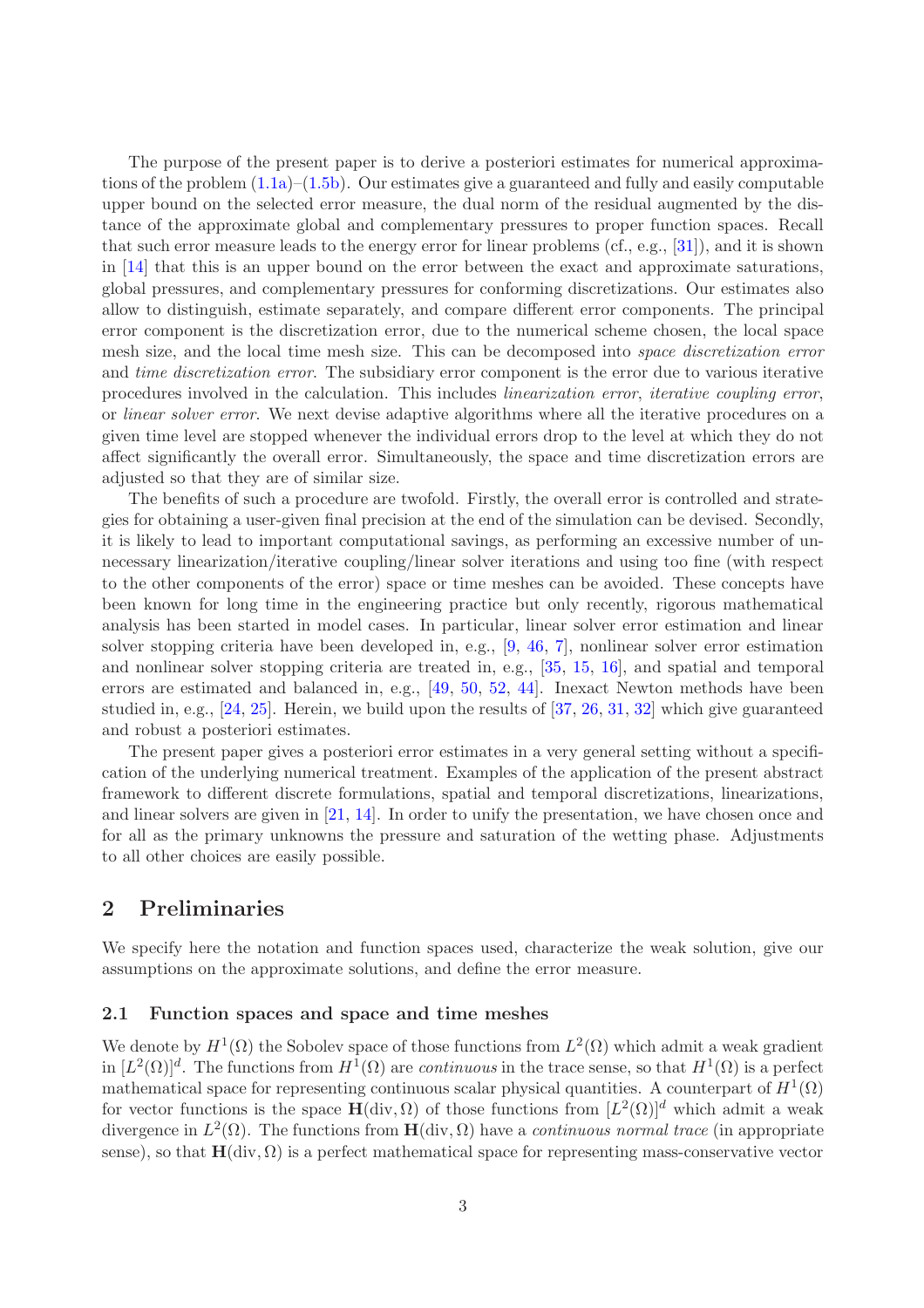The purpose of the present paper is to derive a posteriori estimates for numerical approximations of the problem (1.1a)–(1.5b). Our estimates give a guaranteed and fully and easily computable upper bound on the selected error measure, the dual norm of the residual augmented by the distance of the approximate global and complementary pressures to proper function spaces. Recall that such error measure leads to the energy error for linear problems (cf., e.g., [31]), and it is shown in [14] that this is an upper bound on the error between the exact and approximate saturations, global pressures, and complementary pressures for conforming discretizations. Our estimates also allow to distinguish, estimate separately, and compare different error components. The principal error component is the discretization error, due to the numerical scheme chosen, the local space mesh size, and the local time mesh size. This can be decomposed into *space discretization error* and *time discretization error*. The subsidiary error component is the error due to various iterative procedures involved in the calculation. This includes *linearization error*, *iterative coupling error*, or *linear solver error*. We next devise adaptive algorithms where all the iterative procedures on a given time level are stopped whenever the individual errors drop to the level at which they do not affect significantly the overall error. Simultaneously, the space and time discretization errors are adjusted so that they are of similar size.

The benefits of such a procedure are twofold. Firstly, the overall error is controlled and strategies for obtaining a user-given final precision at the end of the simulation can be devised. Secondly, it is likely to lead to important computational savings, as performing an excessive number of unnecessary linearization/iterative coupling/linear solver iterations and using too fine (with respect to the other components of the error) space or time meshes can be avoided. These concepts have been known for long time in the engineering practice but only recently, rigorous mathematical analysis has been started in model cases. In particular, linear solver error estimation and linear solver stopping criteria have been developed in, e.g., [9, 46, 7], nonlinear solver error estimation and nonlinear solver stopping criteria are treated in, e.g., [35, 15, 16], and spatial and temporal errors are estimated and balanced in, e.g., [49, 50, 52, 44]. Inexact Newton methods have been studied in, e.g., [24, 25]. Herein, we build upon the results of [37, 26, 31, 32] which give guaranteed and robust a posteriori estimates.

The present paper gives a posteriori error estimates in a very general setting without a specification of the underlying numerical treatment. Examples of the application of the present abstract framework to different discrete formulations, spatial and temporal discretizations, linearizations, and linear solvers are given in [21, 14]. In order to unify the presentation, we have chosen once and for all as the primary unknowns the pressure and saturation of the wetting phase. Adjustments to all other choices are easily possible.

## 2 Preliminaries

We specify here the notation and function spaces used, characterize the weak solution, give our assumptions on the approximate solutions, and define the error measure.

### 2.1 Function spaces and space and time meshes

We denote by $H^1(\Omega)$ the Sobolev space of those functions from $L^2(\Omega)$ which admit a weak gradient in $[L^2(\Omega)]^d$. The functions from $H^1(\Omega)$ are *continuous* in the trace sense, so that $H^1(\Omega)$ is a perfect mathematical space for representing continuous scalar physical quantities. A counterpart of $H^1(\Omega)$ for vector functions is the space $\mathbf{H}(\mathrm{div}, \Omega)$ of those functions from $[L^2(\Omega)]^d$ which admit a weak divergence in $L^2(\Omega)$. The functions from $\mathbf{H}(\mathrm{div}, \Omega)$ have a *continuous normal trace* (in appropriate sense), so that $\mathbf{H}(\mathrm{div}, \Omega)$ is a perfect mathematical space for representing mass-conservative vector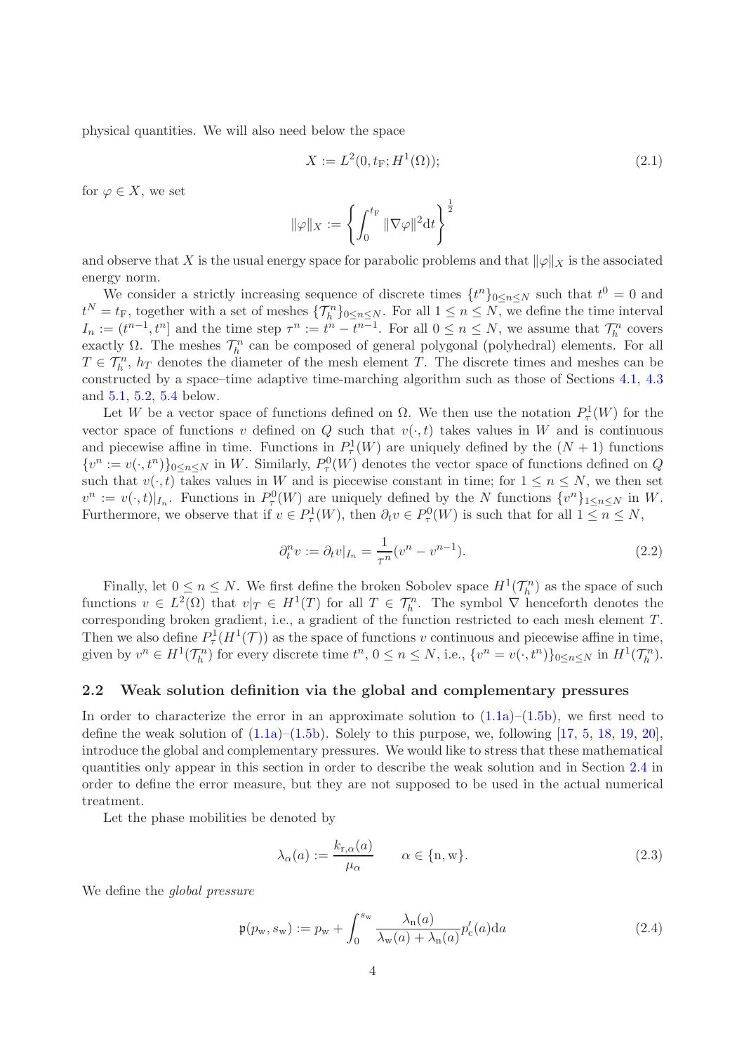physical quantities. We will also need below the space

$$X := L^2(0, t_{\mathrm{F}}; H^1(\Omega)); \tag{2.1}$$

for $\varphi \in X$, we set

$$\|\varphi\|_X := \left\{ \int_0^{t_{\mathrm{F}}} \|\nabla \varphi\|^2 \mathrm{d}t \right\}^{\frac{1}{2}}$$

and observe that $X$ is the usual energy space for parabolic problems and that $\|\varphi\|_X$ is the associated energy norm.

We consider a strictly increasing sequence of discrete times $\{t^n\}_{0 \le n \le N}$ such that $t^0 = 0$ and $t^N = t_{\mathrm{F}}$, together with a set of meshes $\{\mathcal{T}_h^n\}_{0 \le n \le N}$. For all $1 \le n \le N$, we define the time interval $I_n := (t^{n-1}, t^n]$ and the time step $\tau^n := t^n - t^{n-1}$. For all $0 \le n \le N$, we assume that $\mathcal{T}_h^n$ covers exactly $\Omega$. The meshes $\mathcal{T}_h^n$ can be composed of general polygonal (polyhedral) elements. For all $T \in \mathcal{T}_h^n$, $h_T$ denotes the diameter of the mesh element $T$. The discrete times and meshes can be constructed by a space–time adaptive time-marching algorithm such as those of Sections 4.1, 4.3 and 5.1, 5.2, 5.4 below.

Let $W$ be a vector space of functions defined on $\Omega$. We then use the notation $P_\tau^1(W)$ for the vector space of functions $v$ defined on $Q$ such that $v(\cdot, t)$ takes values in $W$ and is continuous and piecewise affine in time. Functions in $P_\tau^1(W)$ are uniquely defined by the $(N+1)$ functions $\{v^n := v(\cdot, t^n)\}_{0 \le n \le N}$ in $W$. Similarly, $P_\tau^0(W)$ denotes the vector space of functions defined on $Q$ such that $v(\cdot, t)$ takes values in $W$ and is piecewise constant in time; for $1 \le n \le N$, we then set $v^n := v(\cdot, t)|_{I_n}$. Functions in $P_\tau^0(W)$ are uniquely defined by the $N$ functions $\{v^n\}_{1 \le n \le N}$ in $W$. Furthermore, we observe that if $v \in P_\tau^1(W)$, then $\partial_t v \in P_\tau^0(W)$ is such that for all $1 \le n \le N$,

$$\partial_t^n v := \partial_t v|_{I_n} = \frac{1}{\tau^n}(v^n - v^{n-1}). \tag{2.2}$$

Finally, let $0 \le n \le N$. We first define the broken Sobolev space $H^1(\mathcal{T}_h^n)$ as the space of such functions $v \in L^2(\Omega)$ that $v|_T \in H^1(T)$ for all $T \in \mathcal{T}_h^n$. The symbol $\nabla$ henceforth denotes the corresponding broken gradient, i.e., a gradient of the function restricted to each mesh element $T$. Then we also define $P_\tau^1(H^1(\mathcal{T}))$ as the space of functions $v$ continuous and piecewise affine in time, given by $v^n \in H^1(\mathcal{T}_h^n)$ for every discrete time $t^n$, $0 \le n \le N$, i.e., $\{v^n = v(\cdot, t^n)\}_{0 \le n \le N}$ in $H^1(\mathcal{T}_h^n)$.

## 2.2 Weak solution definition via the global and complementary pressures

In order to characterize the error in an approximate solution to (1.1a)–(1.5b), we first need to define the weak solution of (1.1a)–(1.5b). Solely to this purpose, we, following [17, 5, 18, 19, 20], introduce the global and complementary pressures. We would like to stress that these mathematical quantities only appear in this section in order to describe the weak solution and in Section 2.4 in order to define the error measure, but they are not supposed to be used in the actual numerical treatment.

Let the phase mobilities be denoted by

$$\lambda_\alpha(a) := \frac{k_{\mathrm{r},\alpha}(a)}{\mu_\alpha} \qquad \alpha \in \{\mathrm{n}, \mathrm{w}\}. \tag{2.3}$$

We define the *global pressure*

$$\mathfrak{p}(p_{\mathrm{w}}, s_{\mathrm{w}}) := p_{\mathrm{w}} + \int_0^{s_{\mathrm{w}}} \frac{\lambda_{\mathrm{n}}(a)}{\lambda_{\mathrm{w}}(a) + \lambda_{\mathrm{n}}(a)} p_{\mathrm{c}}'(a) \mathrm{d}a \tag{2.4}$$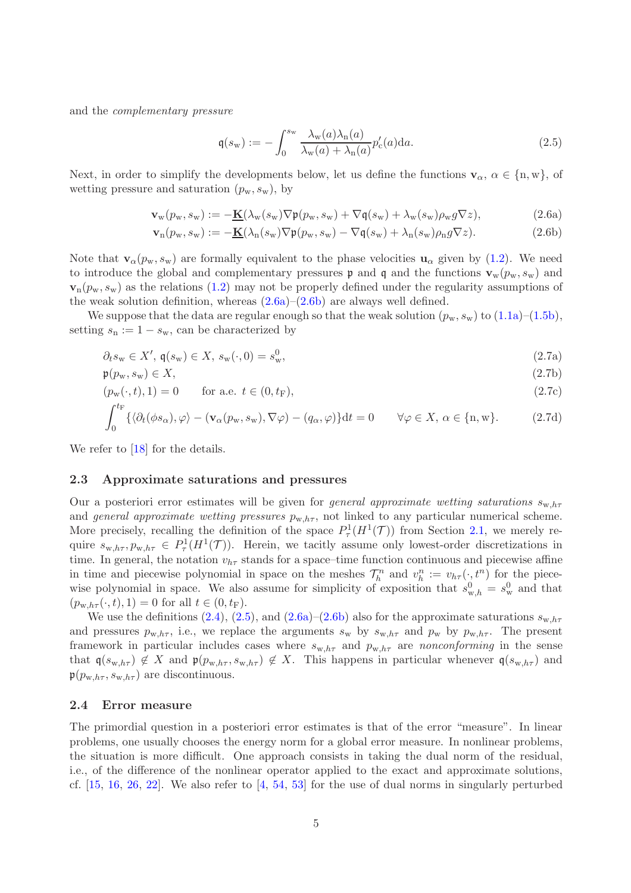and the *complementary pressure*

$$\mathfrak{q}(s_{\rm w}) := -\int_0^{s_{\rm w}} \frac{\lambda_{\rm w}(a)\lambda_{\rm n}(a)}{\lambda_{\rm w}(a)+\lambda_{\rm n}(a)} p_{\rm c}'(a){\rm d}a. \tag{2.5}$$

Next, in order to simplify the developments below, let us define the functions $\mathbf{v}_\alpha$, $\alpha \in \{{\rm n},{\rm w}\}$, of wetting pressure and saturation $(p_{\rm w}, s_{\rm w})$, by

$$\mathbf{v}_{\rm w}(p_{\rm w}, s_{\rm w}) := -\underline{\mathbf{K}}(\lambda_{\rm w}(s_{\rm w})\nabla\mathfrak{p}(p_{\rm w}, s_{\rm w}) + \nabla\mathfrak{q}(s_{\rm w}) + \lambda_{\rm w}(s_{\rm w})\rho_{\rm w} g\nabla z), \tag{2.6a}$$

$$\mathbf{v}_{\rm n}(p_{\rm w}, s_{\rm w}) := -\underline{\mathbf{K}}(\lambda_{\rm n}(s_{\rm w})\nabla\mathfrak{p}(p_{\rm w}, s_{\rm w}) - \nabla\mathfrak{q}(s_{\rm w}) + \lambda_{\rm n}(s_{\rm w})\rho_{\rm n} g\nabla z). \tag{2.6b}$$

Note that $\mathbf{v}_\alpha(p_{\rm w}, s_{\rm w})$ are formally equivalent to the phase velocities $\mathbf{u}_\alpha$ given by (1.2). We need to introduce the global and complementary pressures $\mathfrak{p}$ and $\mathfrak{q}$ and the functions $\mathbf{v}_{\rm w}(p_{\rm w}, s_{\rm w})$ and $\mathbf{v}_{\rm n}(p_{\rm w}, s_{\rm w})$ as the relations (1.2) may not be properly defined under the regularity assumptions of the weak solution definition, whereas (2.6a)–(2.6b) are always well defined.

We suppose that the data are regular enough so that the weak solution $(p_{\rm w}, s_{\rm w})$ to (1.1a)–(1.5b), setting $s_{\rm n} := 1 - s_{\rm w}$, can be characterized by

$$\partial_t s_{\rm w} \in X',\ \mathfrak{q}(s_{\rm w}) \in X,\ s_{\rm w}(\cdot, 0) = s_{\rm w}^0, \tag{2.7a}$$

$$\mathfrak{p}(p_{\rm w}, s_{\rm w}) \in X, \tag{2.7b}$$

$$(p_{\rm w}(\cdot, t), 1) = 0 \qquad \text{for a.e. } t \in (0, t_{\rm F}), \tag{2.7c}$$

$$\int_0^{t_{\rm F}} \{\langle \partial_t(\phi s_\alpha), \varphi\rangle - (\mathbf{v}_\alpha(p_{\rm w}, s_{\rm w}), \nabla\varphi) - (q_\alpha, \varphi)\}{\rm d}t = 0 \qquad \forall \varphi \in X,\ \alpha \in \{{\rm n},{\rm w}\}. \tag{2.7d}$$

We refer to [18] for the details.

### 2.3 Approximate saturations and pressures

Our a posteriori error estimates will be given for *general approximate wetting saturations* $s_{{\rm w},h\tau}$ and *general approximate wetting pressures* $p_{{\rm w},h\tau}$, not linked to any particular numerical scheme. More precisely, recalling the definition of the space $P_\tau^1(H^1(\mathcal{T}))$ from Section 2.1, we merely require $s_{{\rm w},h\tau}, p_{{\rm w},h\tau} \in P_\tau^1(H^1(\mathcal{T}))$. Herein, we tacitly assume only lowest-order discretizations in time. In general, the notation $v_{h\tau}$ stands for a space–time function continuous and piecewise affine in time and piecewise polynomial in space on the meshes $\mathcal{T}_h^n$ and $v_h^n := v_{h\tau}(\cdot, t^n)$ for the piecewise polynomial in space. We also assume for simplicity of exposition that $s_{{\rm w},h}^0 = s_{\rm w}^0$ and that $(p_{{\rm w},h\tau}(\cdot, t), 1) = 0$ for all $t \in (0, t_{\rm F})$.

We use the definitions (2.4), (2.5), and (2.6a)–(2.6b) also for the approximate saturations $s_{{\rm w},h\tau}$ and pressures $p_{{\rm w},h\tau}$, i.e., we replace the arguments $s_{\rm w}$ by $s_{{\rm w},h\tau}$ and $p_{\rm w}$ by $p_{{\rm w},h\tau}$. The present framework in particular includes cases where $s_{{\rm w},h\tau}$ and $p_{{\rm w},h\tau}$ are *nonconforming* in the sense that $\mathfrak{q}(s_{{\rm w},h\tau}) \notin X$ and $\mathfrak{p}(p_{{\rm w},h\tau}, s_{{\rm w},h\tau}) \notin X$. This happens in particular whenever $\mathfrak{q}(s_{{\rm w},h\tau})$ and $\mathfrak{p}(p_{{\rm w},h\tau}, s_{{\rm w},h\tau})$ are discontinuous.

### 2.4 Error measure

The primordial question in a posteriori error estimates is that of the error "measure". In linear problems, one usually chooses the energy norm for a global error measure. In nonlinear problems, the situation is more difficult. One approach consists in taking the dual norm of the residual, i.e., of the difference of the nonlinear operator applied to the exact and approximate solutions, cf. [15, 16, 26, 22]. We also refer to [4, 54, 53] for the use of dual norms in singularly perturbed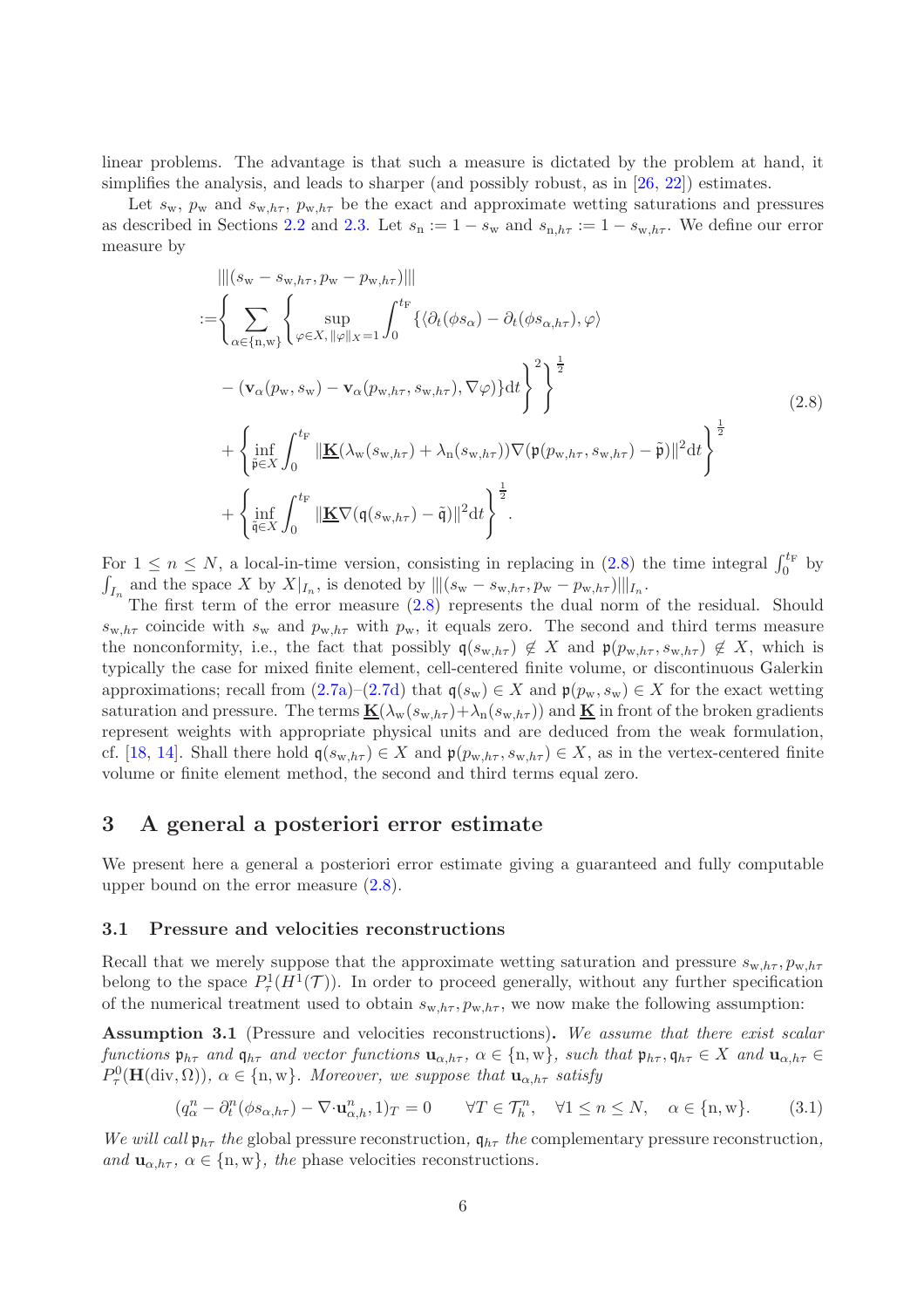linear problems. The advantage is that such a measure is dictated by the problem at hand, it simplifies the analysis, and leads to sharper (and possibly robust, as in [26, 22]) estimates.

Let $s_{\rm w}$, $p_{\rm w}$ and $s_{{\rm w},h\tau}$, $p_{{\rm w},h\tau}$ be the exact and approximate wetting saturations and pressures as described in Sections 2.2 and 2.3. Let $s_{\rm n} := 1 - s_{\rm w}$ and $s_{{\rm n},h\tau} := 1 - s_{{\rm w},h\tau}$. We define our error measure by

$$
\begin{aligned}
&|||(s_{\rm w} - s_{{\rm w},h\tau}, p_{\rm w} - p_{{\rm w},h\tau})||| \\
:=&\left\{ \sum_{\alpha\in\{{\rm n},{\rm w}\}} \left\{ \sup_{\varphi\in X,\, \|\varphi\|_X=1} \int_0^{t_{\rm F}} \{\langle \partial_t(\phi s_\alpha) - \partial_t(\phi s_{\alpha,h\tau}), \varphi\rangle \right.\right. \\
&\left.\left. - (\mathbf{v}_\alpha(p_{\rm w}, s_{\rm w}) - \mathbf{v}_\alpha(p_{{\rm w},h\tau}, s_{{\rm w},h\tau}), \nabla\varphi)\}{\rm d}t \right\}^2 \right\}^{\frac12} \\
&+ \left\{ \inf_{\tilde{\mathfrak{p}}\in X} \int_0^{t_{\rm F}} \|\underline{\mathbf{K}}(\lambda_{\rm w}(s_{{\rm w},h\tau}) + \lambda_{\rm n}(s_{{\rm w},h\tau}))\nabla(\mathfrak{p}(p_{{\rm w},h\tau}, s_{{\rm w},h\tau}) - \tilde{\mathfrak{p}})\|^2{\rm d}t \right\}^{\frac12} \\
&+ \left\{ \inf_{\tilde{\mathfrak{q}}\in X} \int_0^{t_{\rm F}} \|\underline{\mathbf{K}}\nabla(\mathfrak{q}(s_{{\rm w},h\tau}) - \tilde{\mathfrak{q}})\|^2{\rm d}t \right\}^{\frac12}.
\end{aligned}
\tag{2.8}
$$

For $1 \le n \le N$, a local-in-time version, consisting in replacing in (2.8) the time integral $\int_0^{t_{\rm F}}$ by $\int_{I_n}$ and the space $X$ by $X|_{I_n}$, is denoted by $|||(s_{\rm w} - s_{{\rm w},h\tau}, p_{\rm w} - p_{{\rm w},h\tau})|||_{I_n}$.

The first term of the error measure (2.8) represents the dual norm of the residual. Should $s_{{\rm w},h\tau}$ coincide with $s_{\rm w}$ and $p_{{\rm w},h\tau}$ with $p_{\rm w}$, it equals zero. The second and third terms measure the nonconformity, i.e., the fact that possibly $\mathfrak{q}(s_{{\rm w},h\tau}) \notin X$ and $\mathfrak{p}(p_{{\rm w},h\tau}, s_{{\rm w},h\tau}) \notin X$, which is typically the case for mixed finite element, cell-centered finite volume, or discontinuous Galerkin approximations; recall from (2.7a)–(2.7d) that $\mathfrak{q}(s_{\rm w}) \in X$ and $\mathfrak{p}(p_{\rm w}, s_{\rm w}) \in X$ for the exact wetting saturation and pressure. The terms $\underline{\mathbf{K}}(\lambda_{\rm w}(s_{{\rm w},h\tau})+\lambda_{\rm n}(s_{{\rm w},h\tau}))$ and $\underline{\mathbf{K}}$ in front of the broken gradients represent weights with appropriate physical units and are deduced from the weak formulation, cf. [18, 14]. Shall there hold $\mathfrak{q}(s_{{\rm w},h\tau}) \in X$ and $\mathfrak{p}(p_{{\rm w},h\tau}, s_{{\rm w},h\tau}) \in X$, as in the vertex-centered finite volume or finite element method, the second and third terms equal zero.

# 3 A general a posteriori error estimate

We present here a general a posteriori error estimate giving a guaranteed and fully computable upper bound on the error measure (2.8).

## 3.1 Pressure and velocities reconstructions

Recall that we merely suppose that the approximate wetting saturation and pressure $s_{{\rm w},h\tau}, p_{{\rm w},h\tau}$ belong to the space $P^1_\tau(H^1(\mathcal{T}))$. In order to proceed generally, without any further specification of the numerical treatment used to obtain $s_{{\rm w},h\tau}, p_{{\rm w},h\tau}$, we now make the following assumption:

**Assumption 3.1** (Pressure and velocities reconstructions)**.** *We assume that there exist scalar functions $\mathfrak{p}_{h\tau}$ and $\mathfrak{q}_{h\tau}$ and vector functions $\mathbf{u}_{\alpha,h\tau}$, $\alpha \in \{{\rm n},{\rm w}\}$, such that $\mathfrak{p}_{h\tau}, \mathfrak{q}_{h\tau} \in X$ and $\mathbf{u}_{\alpha,h\tau} \in P^0_\tau(\mathbf{H}({\rm div},\Omega))$, $\alpha \in \{{\rm n},{\rm w}\}$. Moreover, we suppose that $\mathbf{u}_{\alpha,h\tau}$ satisfy*

$$
(q^n_\alpha - \partial^n_t(\phi s_{\alpha,h\tau}) - \nabla{\cdot}\mathbf{u}^n_{\alpha,h}, 1)_T = 0 \qquad \forall T \in \mathcal{T}^n_h, \quad \forall 1 \le n \le N, \quad \alpha \in \{{\rm n},{\rm w}\}. \tag{3.1}
$$

*We will call $\mathfrak{p}_{h\tau}$ the* global pressure reconstruction*, $\mathfrak{q}_{h\tau}$ the* complementary pressure reconstruction*, and $\mathbf{u}_{\alpha,h\tau}$, $\alpha \in \{{\rm n},{\rm w}\}$, the* phase velocities reconstructions*.*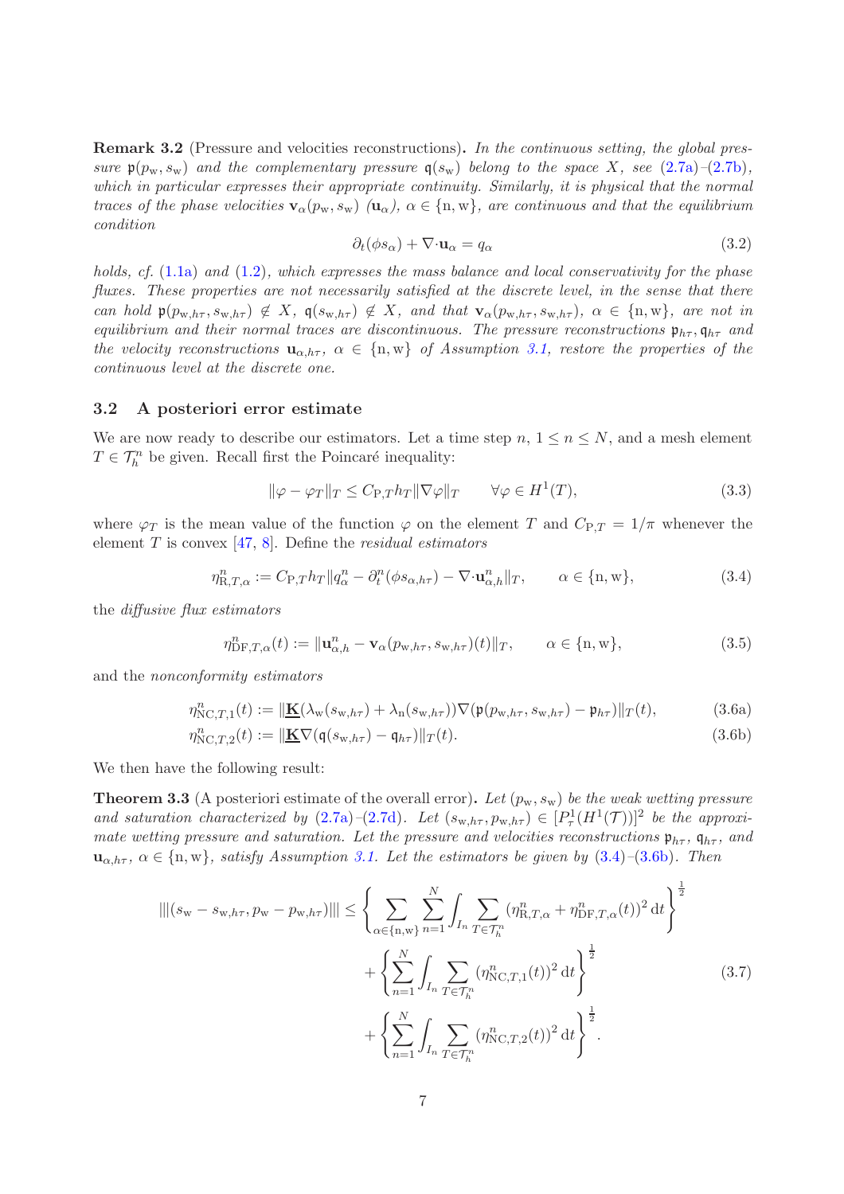**Remark 3.2** (Pressure and velocities reconstructions)**.** *In the continuous setting, the global pressure $\mathfrak{p}(p_{\rm w}, s_{\rm w})$ and the complementary pressure $\mathfrak{q}(s_{\rm w})$ belong to the space $X$, see (2.7a)–(2.7b), which in particular expresses their appropriate continuity. Similarly, it is physical that the normal traces of the phase velocities $\mathbf{v}_\alpha(p_{\rm w}, s_{\rm w})$ ($\mathbf{u}_\alpha$), $\alpha \in \{{\rm n}, {\rm w}\}$, are continuous and that the equilibrium condition*

$$\partial_t(\phi s_\alpha) + \nabla\cdot\mathbf{u}_\alpha = q_\alpha \tag{3.2}$$

*holds, cf. (1.1a) and (1.2), which expresses the mass balance and local conservativity for the phase fluxes. These properties are not necessarily satisfied at the discrete level, in the sense that there can hold $\mathfrak{p}(p_{{\rm w},h\tau}, s_{{\rm w},h\tau}) \notin X$, $\mathfrak{q}(s_{{\rm w},h\tau}) \notin X$, and that $\mathbf{v}_\alpha(p_{{\rm w},h\tau}, s_{{\rm w},h\tau})$, $\alpha \in \{{\rm n}, {\rm w}\}$, are not in equilibrium and their normal traces are discontinuous. The pressure reconstructions $\mathfrak{p}_{h\tau}$, $\mathfrak{q}_{h\tau}$ and the velocity reconstructions $\mathbf{u}_{\alpha,h\tau}$, $\alpha \in \{{\rm n}, {\rm w}\}$ of Assumption 3.1, restore the properties of the continuous level at the discrete one.*

### 3.2 A posteriori error estimate

We are now ready to describe our estimators. Let a time step $n$, $1 \le n \le N$, and a mesh element $T \in \mathcal{T}_h^n$ be given. Recall first the Poincaré inequality:

$$\|\varphi - \varphi_T\|_T \le C_{{\rm P},T} h_T \|\nabla\varphi\|_T \qquad \forall \varphi \in H^1(T), \tag{3.3}$$

where $\varphi_T$ is the mean value of the function $\varphi$ on the element $T$ and $C_{{\rm P},T} = 1/\pi$ whenever the element $T$ is convex [47, 8]. Define the *residual estimators*

$$\eta^n_{{\rm R},T,\alpha} := C_{{\rm P},T} h_T \|q^n_\alpha - \partial^n_t(\phi s_{\alpha,h\tau}) - \nabla\cdot\mathbf{u}^n_{\alpha,h}\|_T, \qquad \alpha \in \{{\rm n}, {\rm w}\}, \tag{3.4}$$

the *diffusive flux estimators*

$$\eta^n_{{\rm DF},T,\alpha}(t) := \|\mathbf{u}^n_{\alpha,h} - \mathbf{v}_\alpha(p_{{\rm w},h\tau}, s_{{\rm w},h\tau})(t)\|_T, \qquad \alpha \in \{{\rm n}, {\rm w}\}, \tag{3.5}$$

and the *nonconformity estimators*

$$\eta^n_{{\rm NC},T,1}(t) := \|\underline{\mathbf{K}}(\lambda_{\rm w}(s_{{\rm w},h\tau}) + \lambda_{\rm n}(s_{{\rm w},h\tau}))\nabla(\mathfrak{p}(p_{{\rm w},h\tau}, s_{{\rm w},h\tau}) - \mathfrak{p}_{h\tau})\|_T(t), \tag{3.6a}$$

$$\eta^n_{{\rm NC},T,2}(t) := \|\underline{\mathbf{K}}\nabla(\mathfrak{q}(s_{{\rm w},h\tau}) - \mathfrak{q}_{h\tau})\|_T(t). \tag{3.6b}$$

We then have the following result:

**Theorem 3.3** (A posteriori estimate of the overall error)**.** *Let $(p_{\rm w}, s_{\rm w})$ be the weak wetting pressure and saturation characterized by (2.7a)–(2.7d). Let $(s_{{\rm w},h\tau}, p_{{\rm w},h\tau}) \in [P^1_\tau(H^1(\mathcal{T}))]^2$ be the approximate wetting pressure and saturation. Let the pressure and velocities reconstructions $\mathfrak{p}_{h\tau}$, $\mathfrak{q}_{h\tau}$, and $\mathbf{u}_{\alpha,h\tau}$, $\alpha \in \{{\rm n}, {\rm w}\}$, satisfy Assumption 3.1. Let the estimators be given by (3.4)–(3.6b). Then*

$$\begin{aligned}
|||(s_{\rm w} - s_{{\rm w},h\tau}, p_{\rm w} - p_{{\rm w},h\tau})||| \le{}& \left\{ \sum_{\alpha\in\{{\rm n},{\rm w}\}} \sum_{n=1}^N \int_{I_n} \sum_{T\in\mathcal{T}_h^n} (\eta^n_{{\rm R},T,\alpha} + \eta^n_{{\rm DF},T,\alpha}(t))^2 \,{\rm d}t \right\}^{\frac12} \\
&+ \left\{ \sum_{n=1}^N \int_{I_n} \sum_{T\in\mathcal{T}_h^n} (\eta^n_{{\rm NC},T,1}(t))^2 \,{\rm d}t \right\}^{\frac12} \\
&+ \left\{ \sum_{n=1}^N \int_{I_n} \sum_{T\in\mathcal{T}_h^n} (\eta^n_{{\rm NC},T,2}(t))^2 \,{\rm d}t \right\}^{\frac12}.
\end{aligned} \tag{3.7}$$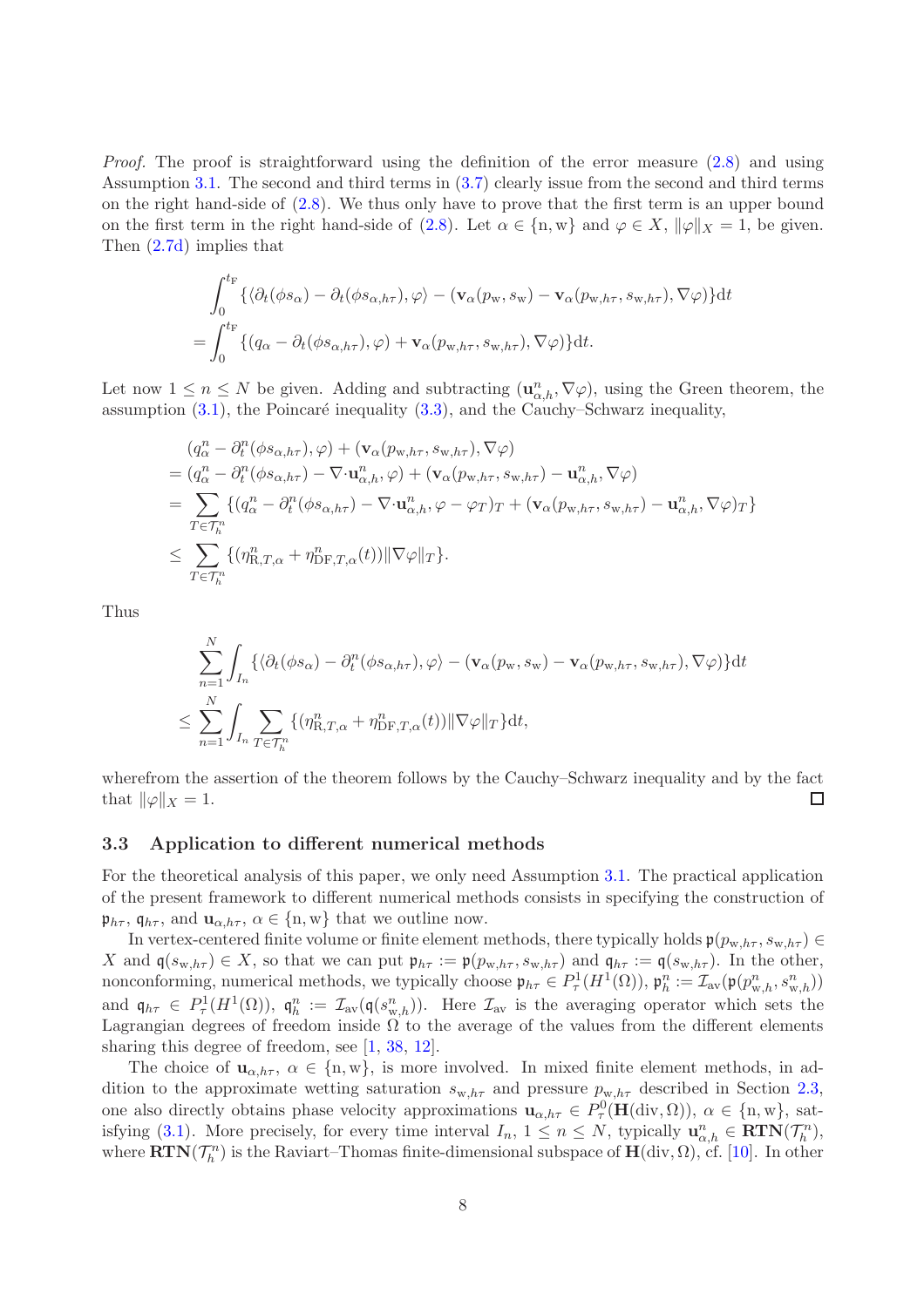*Proof.* The proof is straightforward using the definition of the error measure (2.8) and using Assumption 3.1. The second and third terms in (3.7) clearly issue from the second and third terms on the right hand-side of (2.8). We thus only have to prove that the first term is an upper bound on the first term in the right hand-side of (2.8). Let $\alpha \in \{\mathrm{n}, \mathrm{w}\}$ and $\varphi \in X$, $\|\varphi\|_X = 1$, be given. Then (2.7d) implies that

$$
\begin{aligned}
&\int_0^{t_{\mathrm{F}}} \{\langle \partial_t(\phi s_\alpha) - \partial_t(\phi s_{\alpha,h\tau}), \varphi\rangle - (\mathbf{v}_\alpha(p_{\mathrm{w}}, s_{\mathrm{w}}) - \mathbf{v}_\alpha(p_{\mathrm{w},h\tau}, s_{\mathrm{w},h\tau}), \nabla\varphi)\}\mathrm{d}t \\
&= \int_0^{t_{\mathrm{F}}} \{(q_\alpha - \partial_t(\phi s_{\alpha,h\tau}), \varphi) + \mathbf{v}_\alpha(p_{\mathrm{w},h\tau}, s_{\mathrm{w},h\tau}), \nabla\varphi)\}\mathrm{d}t.
\end{aligned}
$$

Let now $1 \le n \le N$ be given. Adding and subtracting $(\mathbf{u}^n_{\alpha,h}, \nabla\varphi)$, using the Green theorem, the assumption (3.1), the Poincaré inequality (3.3), and the Cauchy–Schwarz inequality,

$$
\begin{aligned}
&(q^n_\alpha - \partial^n_t(\phi s_{\alpha,h\tau}), \varphi) + (\mathbf{v}_\alpha(p_{\mathrm{w},h\tau}, s_{\mathrm{w},h\tau}), \nabla\varphi) \\
&= (q^n_\alpha - \partial^n_t(\phi s_{\alpha,h\tau}) - \nabla\cdot\mathbf{u}^n_{\alpha,h}, \varphi) + (\mathbf{v}_\alpha(p_{\mathrm{w},h\tau}, s_{\mathrm{w},h\tau}) - \mathbf{u}^n_{\alpha,h}, \nabla\varphi) \\
&= \sum_{T\in\mathcal{T}^n_h} \{(q^n_\alpha - \partial^n_t(\phi s_{\alpha,h\tau}) - \nabla\cdot\mathbf{u}^n_{\alpha,h}, \varphi - \varphi_T)_T + (\mathbf{v}_\alpha(p_{\mathrm{w},h\tau}, s_{\mathrm{w},h\tau}) - \mathbf{u}^n_{\alpha,h}, \nabla\varphi)_T\} \\
&\le \sum_{T\in\mathcal{T}^n_h} \{(\eta^n_{\mathrm{R},T,\alpha} + \eta^n_{\mathrm{DF},T,\alpha}(t))\|\nabla\varphi\|_T\}.
\end{aligned}
$$

Thus

$$
\begin{aligned}
&\sum_{n=1}^N \int_{I_n} \{\langle \partial_t(\phi s_\alpha) - \partial^n_t(\phi s_{\alpha,h\tau}), \varphi\rangle - (\mathbf{v}_\alpha(p_{\mathrm{w}}, s_{\mathrm{w}}) - \mathbf{v}_\alpha(p_{\mathrm{w},h\tau}, s_{\mathrm{w},h\tau}), \nabla\varphi)\}\mathrm{d}t \\
&\le \sum_{n=1}^N \int_{I_n} \sum_{T\in\mathcal{T}^n_h} \{(\eta^n_{\mathrm{R},T,\alpha} + \eta^n_{\mathrm{DF},T,\alpha}(t))\|\nabla\varphi\|_T\}\mathrm{d}t,
\end{aligned}
$$

wherefrom the assertion of the theorem follows by the Cauchy–Schwarz inequality and by the fact that $\|\varphi\|_X = 1$. □

### 3.3 Application to different numerical methods

For the theoretical analysis of this paper, we only need Assumption 3.1. The practical application of the present framework to different numerical methods consists in specifying the construction of $\mathfrak{p}_{h\tau}$, $\mathfrak{q}_{h\tau}$, and $\mathbf{u}_{\alpha,h\tau}$, $\alpha \in \{\mathrm{n}, \mathrm{w}\}$ that we outline now.

In vertex-centered finite volume or finite element methods, there typically holds $\mathfrak{p}(p_{\mathrm{w},h\tau}, s_{\mathrm{w},h\tau}) \in X$ and $\mathfrak{q}(s_{\mathrm{w},h\tau}) \in X$, so that we can put $\mathfrak{p}_{h\tau} := \mathfrak{p}(p_{\mathrm{w},h\tau}, s_{\mathrm{w},h\tau})$ and $\mathfrak{q}_{h\tau} := \mathfrak{q}(s_{\mathrm{w},h\tau})$. In the other, nonconforming, numerical methods, we typically choose $\mathfrak{p}_{h\tau} \in P^1_\tau(H^1(\Omega))$, $\mathfrak{p}^n_h := \mathcal{I}_{\mathrm{av}}(\mathfrak{p}(p^n_{\mathrm{w},h}, s^n_{\mathrm{w},h}))$ and $\mathfrak{q}_{h\tau} \in P^1_\tau(H^1(\Omega))$, $\mathfrak{q}^n_h := \mathcal{I}_{\mathrm{av}}(\mathfrak{q}(s^n_{\mathrm{w},h}))$. Here $\mathcal{I}_{\mathrm{av}}$ is the averaging operator which sets the Lagrangian degrees of freedom inside $\Omega$ to the average of the values from the different elements sharing this degree of freedom, see [1, 38, 12].

The choice of $\mathbf{u}_{\alpha,h\tau}$, $\alpha \in \{\mathrm{n}, \mathrm{w}\}$, is more involved. In mixed finite element methods, in addition to the approximate wetting saturation $s_{\mathrm{w},h\tau}$ and pressure $p_{\mathrm{w},h\tau}$ described in Section 2.3, one also directly obtains phase velocity approximations $\mathbf{u}_{\alpha,h\tau} \in P^0_\tau(\mathbf{H}(\mathrm{div},\Omega))$, $\alpha \in \{\mathrm{n}, \mathrm{w}\}$, satisfying (3.1). More precisely, for every time interval $I_n$, $1 \le n \le N$, typically $\mathbf{u}^n_{\alpha,h} \in \mathbf{RTN}(\mathcal{T}^n_h)$, where $\mathbf{RTN}(\mathcal{T}^n_h)$ is the Raviart–Thomas finite-dimensional subspace of $\mathbf{H}(\mathrm{div},\Omega)$, cf. [10]. In other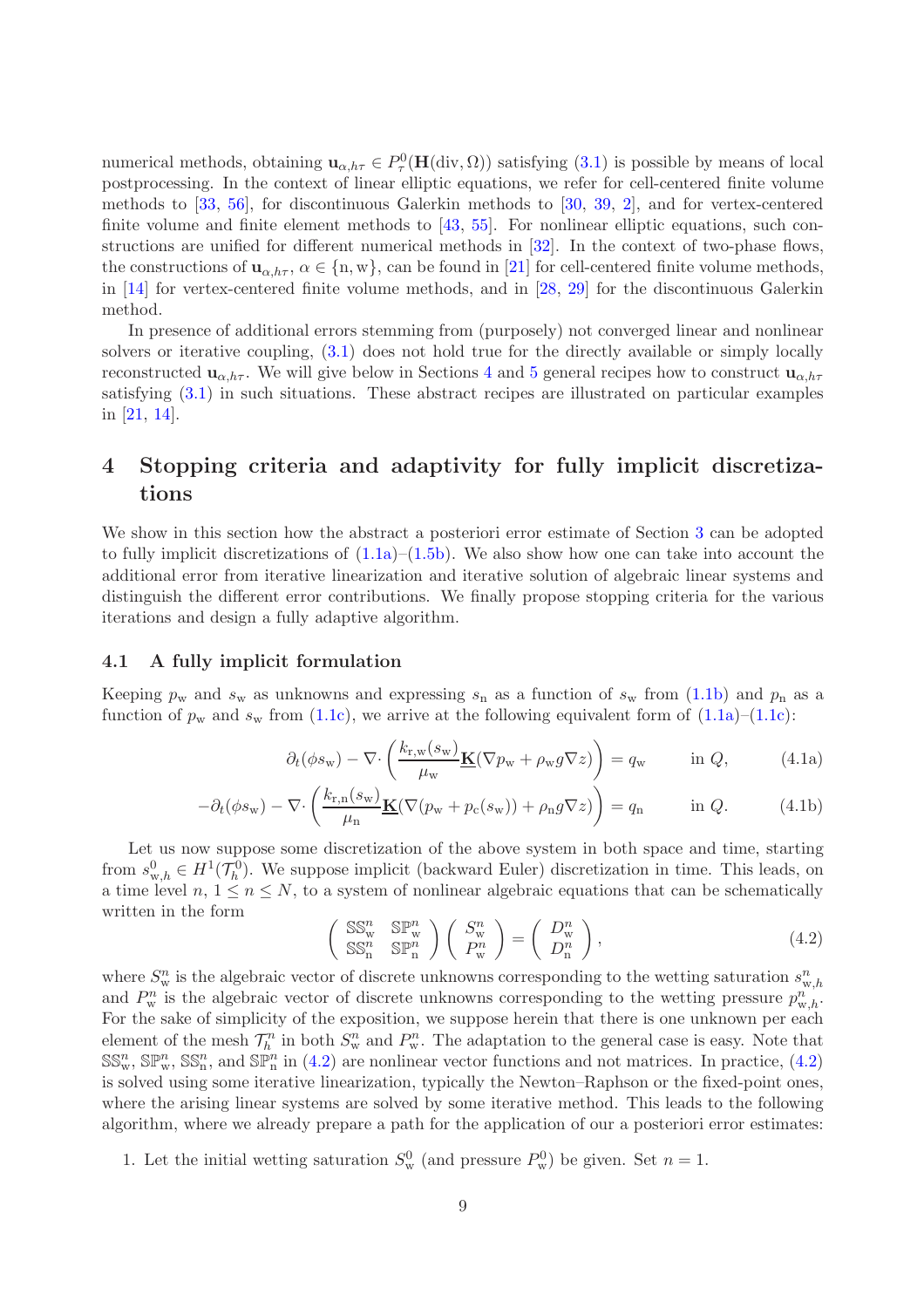numerical methods, obtaining $\mathbf{u}_{\alpha,h\tau} \in P^0_\tau(\mathbf{H}(\mathrm{div},\Omega))$ satisfying (3.1) is possible by means of local postprocessing. In the context of linear elliptic equations, we refer for cell-centered finite volume methods to [33, 56], for discontinuous Galerkin methods to [30, 39, 2], and for vertex-centered finite volume and finite element methods to [43, 55]. For nonlinear elliptic equations, such constructions are unified for different numerical methods in [32]. In the context of two-phase flows, the constructions of $\mathbf{u}_{\alpha,h\tau}$, $\alpha \in \{\mathrm{n},\mathrm{w}\}$, can be found in [21] for cell-centered finite volume methods, in [14] for vertex-centered finite volume methods, and in [28, 29] for the discontinuous Galerkin method.

In presence of additional errors stemming from (purposely) not converged linear and nonlinear solvers or iterative coupling, (3.1) does not hold true for the directly available or simply locally reconstructed $\mathbf{u}_{\alpha,h\tau}$. We will give below in Sections 4 and 5 general recipes how to construct $\mathbf{u}_{\alpha,h\tau}$ satisfying (3.1) in such situations. These abstract recipes are illustrated on particular examples in [21, 14].

# 4 Stopping criteria and adaptivity for fully implicit discretizations

We show in this section how the abstract a posteriori error estimate of Section 3 can be adopted to fully implicit discretizations of (1.1a)–(1.5b). We also show how one can take into account the additional error from iterative linearization and iterative solution of algebraic linear systems and distinguish the different error contributions. We finally propose stopping criteria for the various iterations and design a fully adaptive algorithm.

## 4.1 A fully implicit formulation

Keeping $p_\mathrm{w}$ and $s_\mathrm{w}$ as unknowns and expressing $s_\mathrm{n}$ as a function of $s_\mathrm{w}$ from (1.1b) and $p_\mathrm{n}$ as a function of $p_\mathrm{w}$ and $s_\mathrm{w}$ from (1.1c), we arrive at the following equivalent form of (1.1a)–(1.1c):

$$\partial_t(\phi s_\mathrm{w}) - \nabla\cdot\left(\frac{k_{\mathrm{r,w}}(s_\mathrm{w})}{\mu_\mathrm{w}}\underline{\mathbf{K}}(\nabla p_\mathrm{w} + \rho_\mathrm{w} g \nabla z)\right) = q_\mathrm{w} \qquad \text{in } Q, \tag{4.1a}$$

$$-\partial_t(\phi s_\mathrm{w}) - \nabla\cdot\left(\frac{k_{\mathrm{r,n}}(s_\mathrm{w})}{\mu_\mathrm{n}}\underline{\mathbf{K}}(\nabla (p_\mathrm{w} + p_\mathrm{c}(s_\mathrm{w})) + \rho_\mathrm{n} g \nabla z)\right) = q_\mathrm{n} \qquad \text{in } Q. \tag{4.1b}$$

Let us now suppose some discretization of the above system in both space and time, starting from $s^0_{\mathrm{w},h} \in H^1(\mathcal{T}^0_h)$. We suppose implicit (backward Euler) discretization in time. This leads, on a time level $n$, $1 \le n \le N$, to a system of nonlinear algebraic equations that can be schematically written in the form

$$\begin{pmatrix} \mathbb{SS}^n_\mathrm{w} & \mathbb{SP}^n_\mathrm{w} \\ \mathbb{SS}^n_\mathrm{n} & \mathbb{SP}^n_\mathrm{n} \end{pmatrix} \begin{pmatrix} S^n_\mathrm{w} \\ P^n_\mathrm{w} \end{pmatrix} = \begin{pmatrix} D^n_\mathrm{w} \\ D^n_\mathrm{n} \end{pmatrix}, \tag{4.2}$$

where $S^n_\mathrm{w}$ is the algebraic vector of discrete unknowns corresponding to the wetting saturation $s^n_{\mathrm{w},h}$ and $P^n_\mathrm{w}$ is the algebraic vector of discrete unknowns corresponding to the wetting pressure $p^n_{\mathrm{w},h}$. For the sake of simplicity of the exposition, we suppose herein that there is one unknown per each element of the mesh $\mathcal{T}^n_h$ in both $S^n_\mathrm{w}$ and $P^n_\mathrm{w}$. The adaptation to the general case is easy. Note that $\mathbb{SS}^n_\mathrm{w}$, $\mathbb{SP}^n_\mathrm{w}$, $\mathbb{SS}^n_\mathrm{n}$, and $\mathbb{SP}^n_\mathrm{n}$ in (4.2) are nonlinear vector functions and not matrices. In practice, (4.2) is solved using some iterative linearization, typically the Newton–Raphson or the fixed-point ones, where the arising linear systems are solved by some iterative method. This leads to the following algorithm, where we already prepare a path for the application of our a posteriori error estimates:

1. Let the initial wetting saturation $S^0_\mathrm{w}$ (and pressure $P^0_\mathrm{w}$) be given. Set $n = 1$.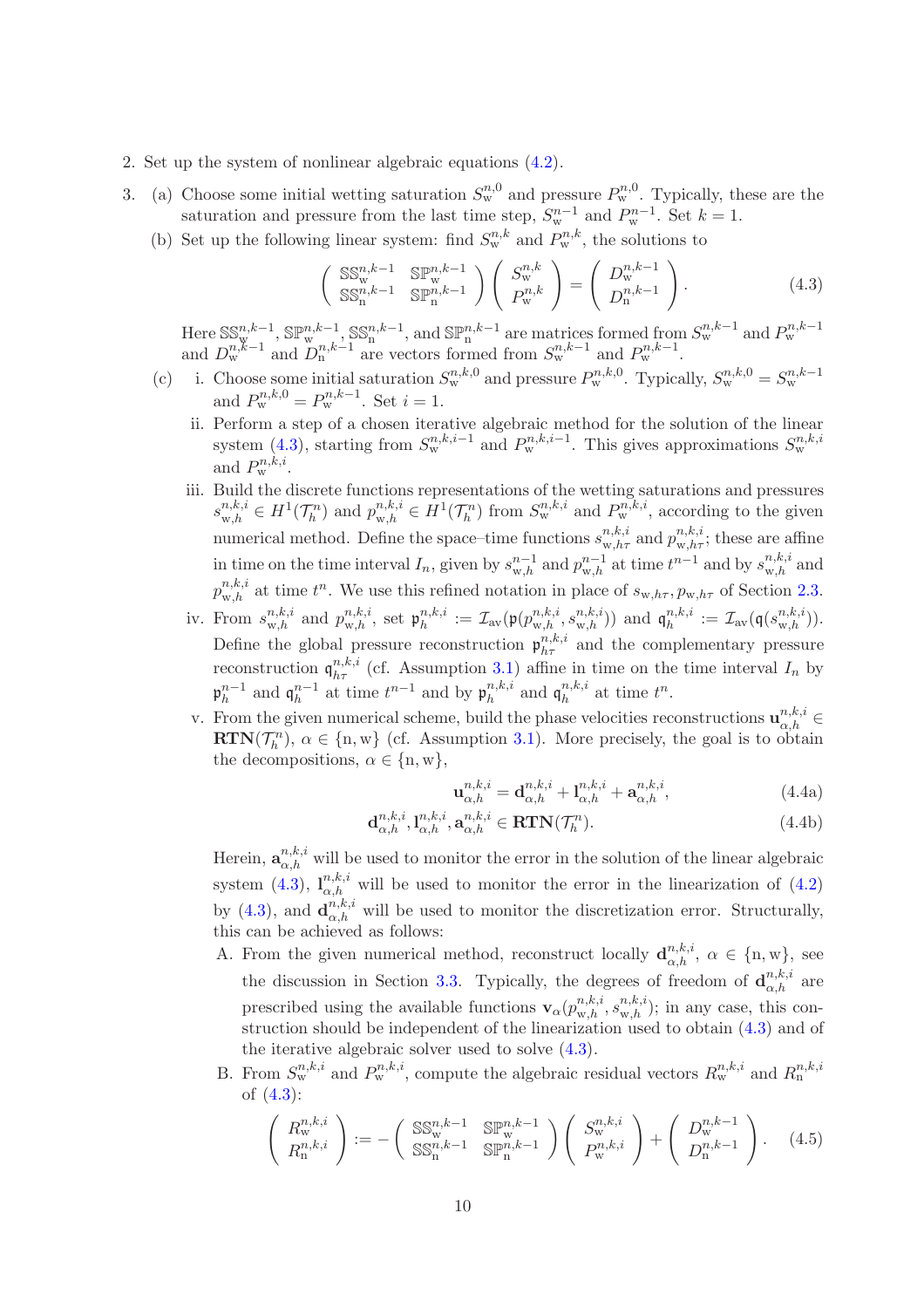2. Set up the system of nonlinear algebraic equations (4.2).

3. (a) Choose some initial wetting saturation $S_{\rm w}^{n,0}$ and pressure $P_{\rm w}^{n,0}$. Typically, these are the saturation and pressure from the last time step, $S_{\rm w}^{n-1}$ and $P_{\rm w}^{n-1}$. Set $k = 1$.

   (b) Set up the following linear system: find $S_{\rm w}^{n,k}$ and $P_{\rm w}^{n,k}$, the solutions to

$$
\begin{pmatrix} \mathbb{SS}_{\rm w}^{n,k-1} & \mathbb{SP}_{\rm w}^{n,k-1} \\ \mathbb{SS}_{\rm n}^{n,k-1} & \mathbb{SP}_{\rm n}^{n,k-1} \end{pmatrix} \begin{pmatrix} S_{\rm w}^{n,k} \\ P_{\rm w}^{n,k} \end{pmatrix} = \begin{pmatrix} D_{\rm w}^{n,k-1} \\ D_{\rm n}^{n,k-1} \end{pmatrix}. \tag{4.3}
$$

   Here $\mathbb{SS}_{\rm w}^{n,k-1}$, $\mathbb{SP}_{\rm w}^{n,k-1}$, $\mathbb{SS}_{\rm n}^{n,k-1}$, and $\mathbb{SP}_{\rm n}^{n,k-1}$ are matrices formed from $S_{\rm w}^{n,k-1}$ and $P_{\rm w}^{n,k-1}$ and $D_{\rm w}^{n,k-1}$ and $D_{\rm n}^{n,k-1}$ are vectors formed from $S_{\rm w}^{n,k-1}$ and $P_{\rm w}^{n,k-1}$.

   (c) i. Choose some initial saturation $S_{\rm w}^{n,k,0}$ and pressure $P_{\rm w}^{n,k,0}$. Typically, $S_{\rm w}^{n,k,0} = S_{\rm w}^{n,k-1}$ and $P_{\rm w}^{n,k,0} = P_{\rm w}^{n,k-1}$. Set $i = 1$.

   ii. Perform a step of a chosen iterative algebraic method for the solution of the linear system (4.3), starting from $S_{\rm w}^{n,k,i-1}$ and $P_{\rm w}^{n,k,i-1}$. This gives approximations $S_{\rm w}^{n,k,i}$ and $P_{\rm w}^{n,k,i}$.

   iii. Build the discrete functions representations of the wetting saturations and pressures $s_{{\rm w},h}^{n,k,i} \in H^1(\mathcal{T}_h^n)$ and $p_{{\rm w},h}^{n,k,i} \in H^1(\mathcal{T}_h^n)$ from $S_{\rm w}^{n,k,i}$ and $P_{\rm w}^{n,k,i}$, according to the given numerical method. Define the space–time functions $s_{{\rm w},h\tau}^{n,k,i}$ and $p_{{\rm w},h\tau}^{n,k,i}$; these are affine in time on the time interval $I_n$, given by $s_{{\rm w},h}^{n-1}$ and $p_{{\rm w},h}^{n-1}$ at time $t^{n-1}$ and by $s_{{\rm w},h}^{n,k,i}$ and $p_{{\rm w},h}^{n,k,i}$ at time $t^n$. We use this refined notation in place of $s_{{\rm w},h\tau}, p_{{\rm w},h\tau}$ of Section 2.3.

   iv. From $s_{{\rm w},h}^{n,k,i}$ and $p_{{\rm w},h}^{n,k,i}$, set $\mathfrak{p}_h^{n,k,i} := \mathcal{I}_{\rm av}(\mathfrak{p}(p_{{\rm w},h}^{n,k,i}, s_{{\rm w},h}^{n,k,i}))$ and $\mathfrak{q}_h^{n,k,i} := \mathcal{I}_{\rm av}(\mathfrak{q}(s_{{\rm w},h}^{n,k,i}))$. Define the global pressure reconstruction $\mathfrak{p}_{h\tau}^{n,k,i}$ and the complementary pressure reconstruction $\mathfrak{q}_{h\tau}^{n,k,i}$ (cf. Assumption 3.1) affine in time on the time interval $I_n$ by $\mathfrak{p}_h^{n-1}$ and $\mathfrak{q}_h^{n-1}$ at time $t^{n-1}$ and by $\mathfrak{p}_h^{n,k,i}$ and $\mathfrak{q}_h^{n,k,i}$ at time $t^n$.

   v. From the given numerical scheme, build the phase velocities reconstructions $\mathbf{u}_{\alpha,h}^{n,k,i} \in \mathbf{RTN}(\mathcal{T}_h^n)$, $\alpha \in \{{\rm n},{\rm w}\}$ (cf. Assumption 3.1). More precisely, the goal is to obtain the decompositions, $\alpha \in \{{\rm n},{\rm w}\}$,

$$
\mathbf{u}_{\alpha,h}^{n,k,i} = \mathbf{d}_{\alpha,h}^{n,k,i} + \mathbf{l}_{\alpha,h}^{n,k,i} + \mathbf{a}_{\alpha,h}^{n,k,i}, \tag{4.4a}
$$

$$
\mathbf{d}_{\alpha,h}^{n,k,i}, \mathbf{l}_{\alpha,h}^{n,k,i}, \mathbf{a}_{\alpha,h}^{n,k,i} \in \mathbf{RTN}(\mathcal{T}_h^n). \tag{4.4b}
$$

   Herein, $\mathbf{a}_{\alpha,h}^{n,k,i}$ will be used to monitor the error in the solution of the linear algebraic system (4.3), $\mathbf{l}_{\alpha,h}^{n,k,i}$ will be used to monitor the error in the linearization of (4.2) by (4.3), and $\mathbf{d}_{\alpha,h}^{n,k,i}$ will be used to monitor the discretization error. Structurally, this can be achieved as follows:

   A. From the given numerical method, reconstruct locally $\mathbf{d}_{\alpha,h}^{n,k,i}$, $\alpha \in \{{\rm n},{\rm w}\}$, see the discussion in Section 3.3. Typically, the degrees of freedom of $\mathbf{d}_{\alpha,h}^{n,k,i}$ are prescribed using the available functions $\mathbf{v}_\alpha(p_{{\rm w},h}^{n,k,i}, s_{{\rm w},h}^{n,k,i})$; in any case, this construction should be independent of the linearization used to obtain (4.3) and of the iterative algebraic solver used to solve (4.3).

   B. From $S_{\rm w}^{n,k,i}$ and $P_{\rm w}^{n,k,i}$, compute the algebraic residual vectors $R_{\rm w}^{n,k,i}$ and $R_{\rm n}^{n,k,i}$ of (4.3):

$$
\begin{pmatrix} R_{\rm w}^{n,k,i} \\ R_{\rm n}^{n,k,i} \end{pmatrix} := - \begin{pmatrix} \mathbb{SS}_{\rm w}^{n,k-1} & \mathbb{SP}_{\rm w}^{n,k-1} \\ \mathbb{SS}_{\rm n}^{n,k-1} & \mathbb{SP}_{\rm n}^{n,k-1} \end{pmatrix} \begin{pmatrix} S_{\rm w}^{n,k,i} \\ P_{\rm w}^{n,k,i} \end{pmatrix} + \begin{pmatrix} D_{\rm w}^{n,k-1} \\ D_{\rm n}^{n,k-1} \end{pmatrix}. \tag{4.5}
$$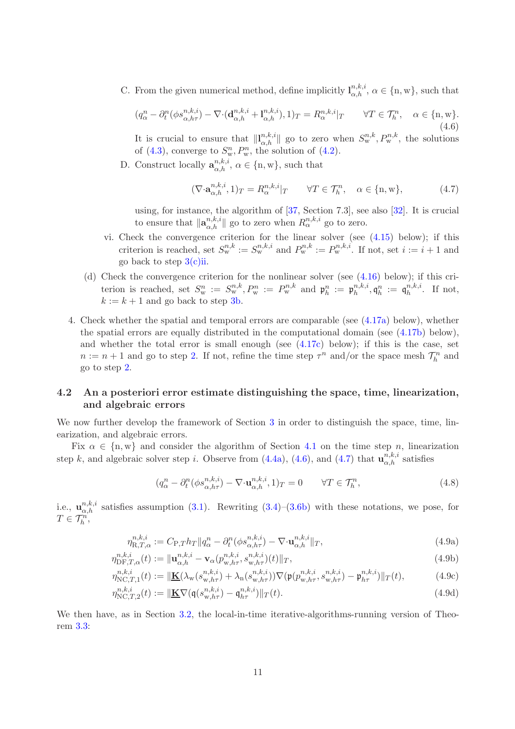C. From the given numerical method, define implicitly $\mathbf{l}_{\alpha,h}^{n,k,i}$, $\alpha \in \{\mathrm{n}, \mathrm{w}\}$, such that

$$(q_\alpha^n - \partial_t^n(\phi s_{\alpha,h\tau}^{n,k,i}) - \nabla\cdot(\mathbf{d}_{\alpha,h}^{n,k,i} + \mathbf{l}_{\alpha,h}^{n,k,i}), 1)_T = R_\alpha^{n,k,i}|_T \qquad \forall T \in \mathcal{T}_h^n, \quad \alpha \in \{\mathrm{n}, \mathrm{w}\}. \tag{4.6}$$

It is crucial to ensure that $\|\mathbf{l}_{\alpha,h}^{n,k,i}\|$ go to zero when $S_\mathrm{w}^{n,k}, P_\mathrm{w}^{n,k}$, the solutions of (4.3), converge to $S_\mathrm{w}^n, P_\mathrm{w}^n$, the solution of (4.2).

D. Construct locally $\mathbf{a}_{\alpha,h}^{n,k,i}$, $\alpha \in \{\mathrm{n}, \mathrm{w}\}$, such that

$$(\nabla\cdot\mathbf{a}_{\alpha,h}^{n,k,i}, 1)_T = R_\alpha^{n,k,i}|_T \qquad \forall T \in \mathcal{T}_h^n, \quad \alpha \in \{\mathrm{n}, \mathrm{w}\}, \tag{4.7}$$

using, for instance, the algorithm of [37, Section 7.3], see also [32]. It is crucial to ensure that $\|\mathbf{a}_{\alpha,h}^{n,k,i}\|$ go to zero when $R_\alpha^{n,k,i}$ go to zero.

vi. Check the convergence criterion for the linear solver (see (4.15) below); if this criterion is reached, set $S_\mathrm{w}^{n,k} := S_\mathrm{w}^{n,k,i}$ and $P_\mathrm{w}^{n,k} := P_\mathrm{w}^{n,k,i}$. If not, set $i := i+1$ and go back to step 3(c)ii.

(d) Check the convergence criterion for the nonlinear solver (see (4.16) below); if this criterion is reached, set $S_\mathrm{w}^n := S_\mathrm{w}^{n,k}, P_\mathrm{w}^n := P_\mathrm{w}^{n,k}$ and $\mathfrak{p}_h^n := \mathfrak{p}_h^{n,k,i}, \mathfrak{q}_h^n := \mathfrak{q}_h^{n,k,i}$. If not, $k := k+1$ and go back to step 3b.

4. Check whether the spatial and temporal errors are comparable (see (4.17a) below), whether the spatial errors are equally distributed in the computational domain (see (4.17b) below), and whether the total error is small enough (see (4.17c) below); if this is the case, set $n := n+1$ and go to step 2. If not, refine the time step $\tau^n$ and/or the space mesh $\mathcal{T}_h^n$ and go to step 2.

## 4.2 An a posteriori error estimate distinguishing the space, time, linearization, and algebraic errors

We now further develop the framework of Section 3 in order to distinguish the space, time, linearization, and algebraic errors.

Fix $\alpha \in \{\mathrm{n}, \mathrm{w}\}$ and consider the algorithm of Section 4.1 on the time step $n$, linearization step $k$, and algebraic solver step $i$. Observe from (4.4a), (4.6), and (4.7) that $\mathbf{u}_{\alpha,h}^{n,k,i}$ satisfies

$$(q_\alpha^n - \partial_t^n(\phi s_{\alpha,h\tau}^{n,k,i}) - \nabla\cdot\mathbf{u}_{\alpha,h}^{n,k,i}, 1)_T = 0 \qquad \forall T \in \mathcal{T}_h^n, \tag{4.8}$$

i.e., $\mathbf{u}_{\alpha,h}^{n,k,i}$ satisfies assumption (3.1). Rewriting (3.4)–(3.6b) with these notations, we pose, for $T \in \mathcal{T}_h^n$,

$$\eta_{\mathrm{R},T,\alpha}^{n,k,i} := C_{\mathrm{P},T} h_T \|q_\alpha^n - \partial_t^n(\phi s_{\alpha,h\tau}^{n,k,i}) - \nabla\cdot\mathbf{u}_{\alpha,h}^{n,k,i}\|_T, \tag{4.9a}$$

$$\eta_{\mathrm{DF},T,\alpha}^{n,k,i}(t) := \|\mathbf{u}_{\alpha,h}^{n,k,i} - \mathbf{v}_\alpha(p_{\mathrm{w},h\tau}^{n,k,i}, s_{\mathrm{w},h\tau}^{n,k,i})(t)\|_T, \tag{4.9b}$$

$$\eta_{\mathrm{NC},T,1}^{n,k,i}(t) := \|\underline{\mathbf{K}}(\lambda_\mathrm{w}(s_{\mathrm{w},h\tau}^{n,k,i}) + \lambda_\mathrm{n}(s_{\mathrm{w},h\tau}^{n,k,i}))\nabla(\mathfrak{p}(p_{\mathrm{w},h\tau}^{n,k,i}, s_{\mathrm{w},h\tau}^{n,k,i}) - \mathfrak{p}_{h\tau}^{n,k,i})\|_T(t), \tag{4.9c}$$

$$\eta_{\mathrm{NC},T,2}^{n,k,i}(t) := \|\underline{\mathbf{K}}\nabla(\mathfrak{q}(s_{\mathrm{w},h\tau}^{n,k,i}) - \mathfrak{q}_{h\tau}^{n,k,i})\|_T(t). \tag{4.9d}$$

We then have, as in Section 3.2, the local-in-time iterative-algorithms-running version of Theorem 3.3: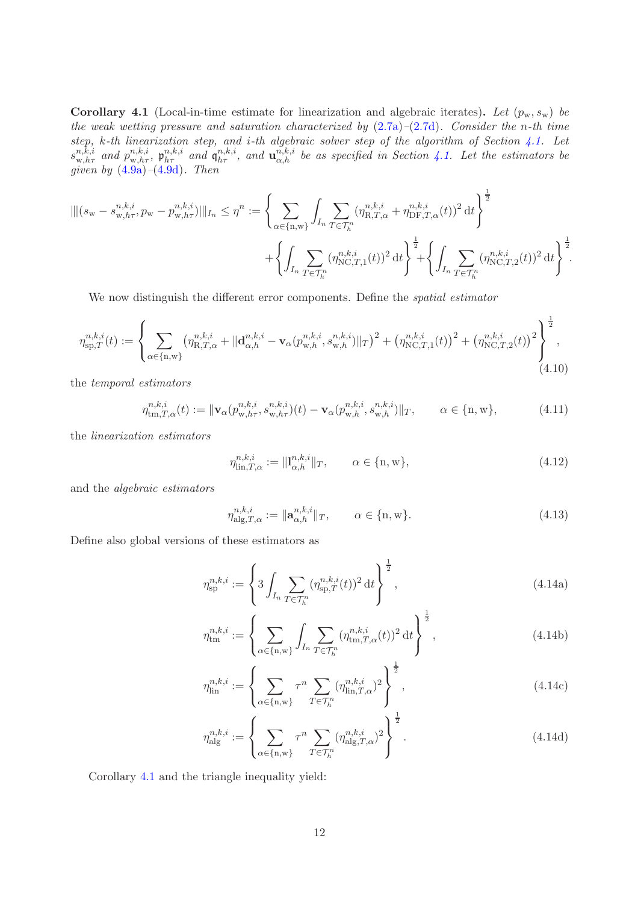**Corollary 4.1** (Local-in-time estimate for linearization and algebraic iterates)**.** *Let* $(p_{\rm w}, s_{\rm w})$ *be the weak wetting pressure and saturation characterized by* (2.7a)*–*(2.7d)*. Consider the* $n$*-th time step,* $k$*-th linearization step, and* $i$*-th algebraic solver step of the algorithm of Section 4.1. Let* $s^{n,k,i}_{{\rm w},h\tau}$ *and* $p^{n,k,i}_{{\rm w},h\tau}$*,* $\mathfrak{p}^{n,k,i}_{h\tau}$ *and* $\mathfrak{q}^{n,k,i}_{h\tau}$*, and* $\mathbf{u}^{n,k,i}_{\alpha,h}$ *be as specified in Section 4.1. Let the estimators be given by* (4.9a)*–*(4.9d)*. Then*

$$
|||(s_{\rm w} - s^{n,k,i}_{{\rm w},h\tau}, p_{\rm w} - p^{n,k,i}_{{\rm w},h\tau})|||_{I_n} \le \eta^n := \left\{ \sum_{\alpha\in\{{\rm n},{\rm w}\}} \int_{I_n} \sum_{T\in\mathcal{T}_h^n} (\eta^{n,k,i}_{{\rm R},T,\alpha} + \eta^{n,k,i}_{{\rm DF},T,\alpha}(t))^2 \,{\rm d}t \right\}^{\frac12} + \left\{ \int_{I_n} \sum_{T\in\mathcal{T}_h^n} (\eta^{n,k,i}_{{\rm NC},T,1}(t))^2 \,{\rm d}t \right\}^{\frac12} + \left\{ \int_{I_n} \sum_{T\in\mathcal{T}_h^n} (\eta^{n,k,i}_{{\rm NC},T,2}(t))^2 \,{\rm d}t \right\}^{\frac12}.
$$

We now distinguish the different error components. Define the *spatial estimator*

$$
\eta^{n,k,i}_{{\rm sp},T}(t) := \left\{ \sum_{\alpha\in\{{\rm n},{\rm w}\}} \left(\eta^{n,k,i}_{{\rm R},T,\alpha} + \|\mathbf{d}^{n,k,i}_{\alpha,h} - \mathbf{v}_\alpha(p^{n,k,i}_{{\rm w},h}, s^{n,k,i}_{{\rm w},h})\|_T\right)^2 + \left(\eta^{n,k,i}_{{\rm NC},T,1}(t)\right)^2 + \left(\eta^{n,k,i}_{{\rm NC},T,2}(t)\right)^2 \right\}^{\frac12}, \tag{4.10}
$$

the *temporal estimators*

$$
\eta^{n,k,i}_{{\rm tm},T,\alpha}(t) := \|\mathbf{v}_\alpha(p^{n,k,i}_{{\rm w},h\tau}, s^{n,k,i}_{{\rm w},h\tau})(t) - \mathbf{v}_\alpha(p^{n,k,i}_{{\rm w},h}, s^{n,k,i}_{{\rm w},h})\|_T, \qquad \alpha\in\{{\rm n},{\rm w}\}, \tag{4.11}
$$

the *linearization estimators*

$$
\eta^{n,k,i}_{{\rm lin},T,\alpha} := \|\mathbf{l}^{n,k,i}_{\alpha,h}\|_T, \qquad \alpha\in\{{\rm n},{\rm w}\}, \tag{4.12}
$$

and the *algebraic estimators*

$$
\eta^{n,k,i}_{{\rm alg},T,\alpha} := \|\mathbf{a}^{n,k,i}_{\alpha,h}\|_T, \qquad \alpha\in\{{\rm n},{\rm w}\}. \tag{4.13}
$$

Define also global versions of these estimators as

$$
\eta^{n,k,i}_{\rm sp} := \left\{ 3\int_{I_n} \sum_{T\in\mathcal{T}_h^n} (\eta^{n,k,i}_{{\rm sp},T}(t))^2 \,{\rm d}t \right\}^{\frac12}, \tag{4.14a}
$$

$$
\eta^{n,k,i}_{\rm tm} := \left\{ \sum_{\alpha\in\{{\rm n},{\rm w}\}} \int_{I_n} \sum_{T\in\mathcal{T}_h^n} (\eta^{n,k,i}_{{\rm tm},T,\alpha}(t))^2 \,{\rm d}t \right\}^{\frac12}, \tag{4.14b}
$$

$$
\eta^{n,k,i}_{\rm lin} := \left\{ \sum_{\alpha\in\{{\rm n},{\rm w}\}} \tau^n \sum_{T\in\mathcal{T}_h^n} (\eta^{n,k,i}_{{\rm lin},T,\alpha})^2 \right\}^{\frac12}, \tag{4.14c}
$$

$$
\eta^{n,k,i}_{\rm alg} := \left\{ \sum_{\alpha\in\{{\rm n},{\rm w}\}} \tau^n \sum_{T\in\mathcal{T}_h^n} (\eta^{n,k,i}_{{\rm alg},T,\alpha})^2 \right\}^{\frac12}. \tag{4.14d}
$$

Corollary 4.1 and the triangle inequality yield: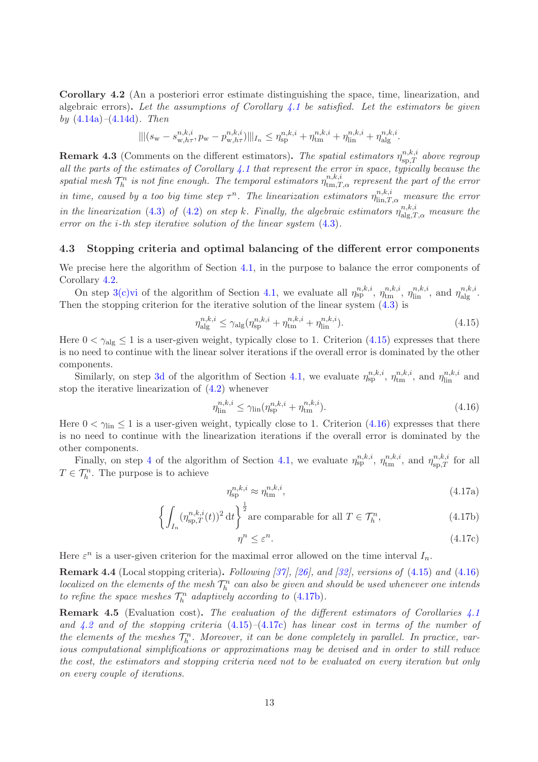**Corollary 4.2** (An a posteriori error estimate distinguishing the space, time, linearization, and algebraic errors)**.** *Let the assumptions of Corollary 4.1 be satisfied. Let the estimators be given by (4.14a)–(4.14d). Then*

$$|||(s_{\rm w} - s_{{\rm w},h\tau}^{n,k,i}, p_{\rm w} - p_{{\rm w},h\tau}^{n,k,i})|||_{I_n} \leq \eta_{\rm sp}^{n,k,i} + \eta_{\rm tm}^{n,k,i} + \eta_{\rm lin}^{n,k,i} + \eta_{\rm alg}^{n,k,i}.$$

**Remark 4.3** (Comments on the different estimators)**.** *The spatial estimators $\eta_{{\rm sp},T}^{n,k,i}$ above regroup all the parts of the estimates of Corollary 4.1 that represent the error in space, typically because the spatial mesh $\mathcal{T}_h^n$ is not fine enough. The temporal estimators $\eta_{{\rm tm},T,\alpha}^{n,k,i}$ represent the part of the error in time, caused by a too big time step $\tau^n$. The linearization estimators $\eta_{{\rm lin},T,\alpha}^{n,k,i}$ measure the error in the linearization (4.3) of (4.2) on step $k$. Finally, the algebraic estimators $\eta_{{\rm alg},T,\alpha}^{n,k,i}$ measure the error on the $i$-th step iterative solution of the linear system (4.3).*

### 4.3 Stopping criteria and optimal balancing of the different error components

We precise here the algorithm of Section 4.1, in the purpose to balance the error components of Corollary 4.2.

On step 3(c)vi of the algorithm of Section 4.1, we evaluate all $\eta_{\rm sp}^{n,k,i}$, $\eta_{\rm tm}^{n,k,i}$, $\eta_{\rm lin}^{n,k,i}$, and $\eta_{\rm alg}^{n,k,i}$. Then the stopping criterion for the iterative solution of the linear system (4.3) is

$$\eta_{\rm alg}^{n,k,i} \leq \gamma_{\rm alg}(\eta_{\rm sp}^{n,k,i} + \eta_{\rm tm}^{n,k,i} + \eta_{\rm lin}^{n,k,i}). \tag{4.15}$$

Here $0 < \gamma_{\rm alg} \leq 1$ is a user-given weight, typically close to 1. Criterion (4.15) expresses that there is no need to continue with the linear solver iterations if the overall error is dominated by the other components.

Similarly, on step 3d of the algorithm of Section 4.1, we evaluate $\eta_{\rm sp}^{n,k,i}$, $\eta_{\rm tm}^{n,k,i}$, and $\eta_{\rm lin}^{n,k,i}$ and stop the iterative linearization of (4.2) whenever

$$\eta_{\rm lin}^{n,k,i} \leq \gamma_{\rm lin}(\eta_{\rm sp}^{n,k,i} + \eta_{\rm tm}^{n,k,i}). \tag{4.16}$$

Here $0 < \gamma_{\rm lin} \leq 1$ is a user-given weight, typically close to 1. Criterion (4.16) expresses that there is no need to continue with the linearization iterations if the overall error is dominated by the other components.

Finally, on step 4 of the algorithm of Section 4.1, we evaluate $\eta_{\rm sp}^{n,k,i}$, $\eta_{\rm tm}^{n,k,i}$, and $\eta_{{\rm sp},T}^{n,k,i}$ for all $T \in \mathcal{T}_h^n$. The purpose is to achieve

$$\eta_{\rm sp}^{n,k,i} \approx \eta_{\rm tm}^{n,k,i}, \tag{4.17a}$$

$$\left\{ \int_{I_n} (\eta_{{\rm sp},T}^{n,k,i}(t))^2 \, {\rm d}t \right\}^{\frac{1}{2}} \text{are comparable for all } T \in \mathcal{T}_h^n, \tag{4.17b}$$

$$\eta^n \leq \varepsilon^n. \tag{4.17c}$$

Here $\varepsilon^n$ is a user-given criterion for the maximal error allowed on the time interval $I_n$.

**Remark 4.4** (Local stopping criteria)**.** *Following [37], [26], and [32], versions of (4.15) and (4.16) localized on the elements of the mesh $\mathcal{T}_h^n$ can also be given and should be used whenever one intends to refine the space meshes $\mathcal{T}_h^n$ adaptively according to (4.17b).*

**Remark 4.5** (Evaluation cost)**.** *The evaluation of the different estimators of Corollaries 4.1 and 4.2 and of the stopping criteria (4.15)–(4.17c) has linear cost in terms of the number of the elements of the meshes $\mathcal{T}_h^n$. Moreover, it can be done completely in parallel. In practice, various computational simplifications or approximations may be devised and in order to still reduce the cost, the estimators and stopping criteria need not to be evaluated on every iteration but only on every couple of iterations.*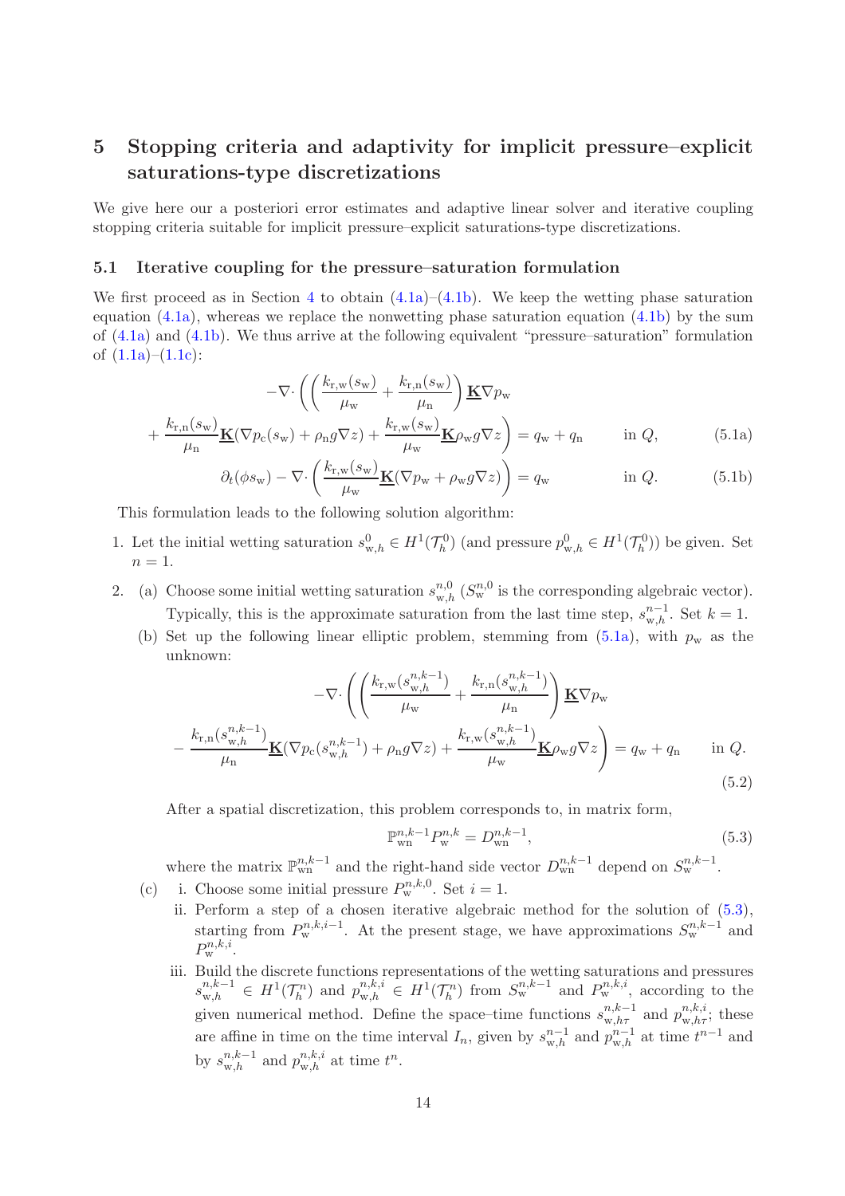## 5 Stopping criteria and adaptivity for implicit pressure–explicit saturations-type discretizations

We give here our a posteriori error estimates and adaptive linear solver and iterative coupling stopping criteria suitable for implicit pressure–explicit saturations-type discretizations.

### 5.1 Iterative coupling for the pressure–saturation formulation

We first proceed as in Section 4 to obtain (4.1a)–(4.1b). We keep the wetting phase saturation equation (4.1a), whereas we replace the nonwetting phase saturation equation (4.1b) by the sum of (4.1a) and (4.1b). We thus arrive at the following equivalent "pressure–saturation" formulation of (1.1a)–(1.1c):

$$
\begin{aligned}
&-\nabla\cdot\Bigg(\left(\frac{k_{\mathrm{r,w}}(s_{\mathrm{w}})}{\mu_{\mathrm{w}}}+\frac{k_{\mathrm{r,n}}(s_{\mathrm{w}})}{\mu_{\mathrm{n}}}\right)\underline{\mathbf{K}}\nabla p_{\mathrm{w}} \\
&\quad+\frac{k_{\mathrm{r,n}}(s_{\mathrm{w}})}{\mu_{\mathrm{n}}}\underline{\mathbf{K}}(\nabla p_{\mathrm{c}}(s_{\mathrm{w}})+\rho_{\mathrm{n}}g\nabla z)+\frac{k_{\mathrm{r,w}}(s_{\mathrm{w}})}{\mu_{\mathrm{w}}}\underline{\mathbf{K}}\rho_{\mathrm{w}}g\nabla z\Bigg)=q_{\mathrm{w}}+q_{\mathrm{n}} \qquad \text{in } Q, \qquad (5.1\mathrm{a})\\
&\partial_t(\phi s_{\mathrm{w}})-\nabla\cdot\left(\frac{k_{\mathrm{r,w}}(s_{\mathrm{w}})}{\mu_{\mathrm{w}}}\underline{\mathbf{K}}(\nabla p_{\mathrm{w}}+\rho_{\mathrm{w}}g\nabla z)\right)=q_{\mathrm{w}} \qquad \text{in } Q. \qquad (5.1\mathrm{b})
\end{aligned}
$$

This formulation leads to the following solution algorithm:

1. Let the initial wetting saturation $s_{\mathrm{w},h}^0 \in H^1(\mathcal{T}_h^0)$ (and pressure $p_{\mathrm{w},h}^0 \in H^1(\mathcal{T}_h^0)$) be given. Set $n=1$.

2. (a) Choose some initial wetting saturation $s_{\mathrm{w},h}^{n,0}$ ($S_{\mathrm{w}}^{n,0}$ is the corresponding algebraic vector). Typically, this is the approximate saturation from the last time step, $s_{\mathrm{w},h}^{n-1}$. Set $k=1$.

   (b) Set up the following linear elliptic problem, stemming from (5.1a), with $p_{\mathrm{w}}$ as the unknown:

$$
\begin{aligned}
&-\nabla\cdot\Bigg(\left(\frac{k_{\mathrm{r,w}}(s_{\mathrm{w},h}^{n,k-1})}{\mu_{\mathrm{w}}}+\frac{k_{\mathrm{r,n}}(s_{\mathrm{w},h}^{n,k-1})}{\mu_{\mathrm{n}}}\right)\underline{\mathbf{K}}\nabla p_{\mathrm{w}} \\
&\quad-\frac{k_{\mathrm{r,n}}(s_{\mathrm{w},h}^{n,k-1})}{\mu_{\mathrm{n}}}\underline{\mathbf{K}}(\nabla p_{\mathrm{c}}(s_{\mathrm{w},h}^{n,k-1})+\rho_{\mathrm{n}}g\nabla z)+\frac{k_{\mathrm{r,w}}(s_{\mathrm{w},h}^{n,k-1})}{\mu_{\mathrm{w}}}\underline{\mathbf{K}}\rho_{\mathrm{w}}g\nabla z\Bigg)=q_{\mathrm{w}}+q_{\mathrm{n}} \qquad \text{in } Q.
\end{aligned}
\qquad (5.2)
$$

   After a spatial discretization, this problem corresponds to, in matrix form,

$$
\mathbb{P}_{\mathrm{wn}}^{n,k-1}P_{\mathrm{w}}^{n,k}=D_{\mathrm{wn}}^{n,k-1}, \qquad (5.3)
$$

   where the matrix $\mathbb{P}_{\mathrm{wn}}^{n,k-1}$ and the right-hand side vector $D_{\mathrm{wn}}^{n,k-1}$ depend on $S_{\mathrm{w}}^{n,k-1}$.

   (c) i. Choose some initial pressure $P_{\mathrm{w}}^{n,k,0}$. Set $i=1$.

   ii. Perform a step of a chosen iterative algebraic method for the solution of (5.3), starting from $P_{\mathrm{w}}^{n,k,i-1}$. At the present stage, we have approximations $S_{\mathrm{w}}^{n,k-1}$ and $P_{\mathrm{w}}^{n,k,i}$.

   iii. Build the discrete functions representations of the wetting saturations and pressures $s_{\mathrm{w},h}^{n,k-1} \in H^1(\mathcal{T}_h^n)$ and $p_{\mathrm{w},h}^{n,k,i} \in H^1(\mathcal{T}_h^n)$ from $S_{\mathrm{w}}^{n,k-1}$ and $P_{\mathrm{w}}^{n,k,i}$, according to the given numerical method. Define the space–time functions $s_{\mathrm{w},h\tau}^{n,k-1}$ and $p_{\mathrm{w},h\tau}^{n,k,i}$; these are affine in time on the time interval $I_n$, given by $s_{\mathrm{w},h}^{n-1}$ and $p_{\mathrm{w},h}^{n-1}$ at time $t^{n-1}$ and by $s_{\mathrm{w},h}^{n,k-1}$ and $p_{\mathrm{w},h}^{n,k,i}$ at time $t^n$.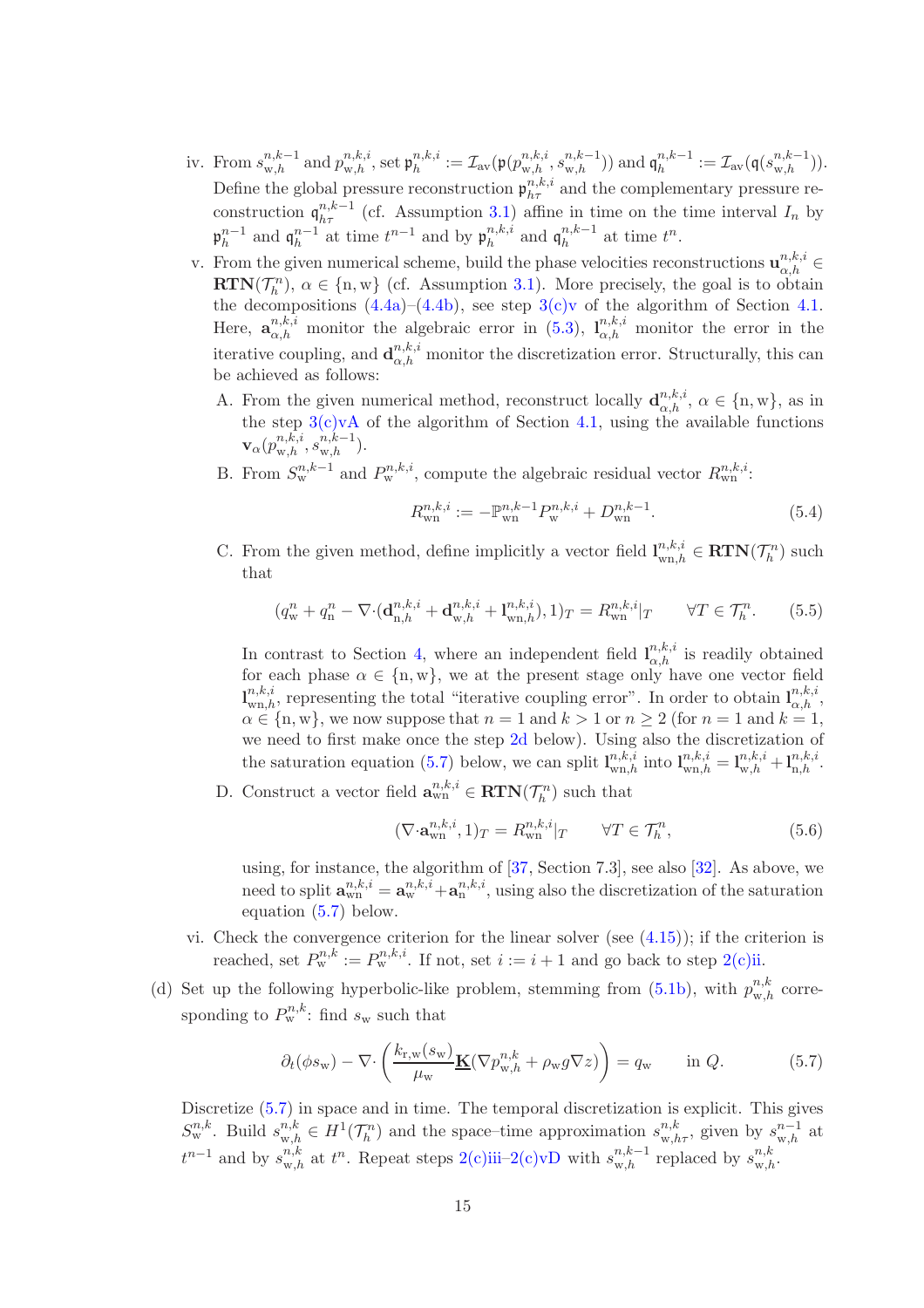iv. From $s_{\mathrm{w},h}^{n,k-1}$ and $p_{\mathrm{w},h}^{n,k,i}$, set $\mathfrak{p}_h^{n,k,i} := \mathcal{I}_{\mathrm{av}}(\mathfrak{p}(p_{\mathrm{w},h}^{n,k,i}, s_{\mathrm{w},h}^{n,k-1}))$ and $\mathfrak{q}_h^{n,k-1} := \mathcal{I}_{\mathrm{av}}(\mathfrak{q}(s_{\mathrm{w},h}^{n,k-1}))$. Define the global pressure reconstruction $\mathfrak{p}_{h\tau}^{n,k,i}$ and the complementary pressure reconstruction $\mathfrak{q}_{h\tau}^{n,k-1}$ (cf. Assumption 3.1) affine in time on the time interval $I_n$ by $\mathfrak{p}_h^{n-1}$ and $\mathfrak{q}_h^{n-1}$ at time $t^{n-1}$ and by $\mathfrak{p}_h^{n,k,i}$ and $\mathfrak{q}_h^{n,k-1}$ at time $t^n$.

v. From the given numerical scheme, build the phase velocities reconstructions $\mathbf{u}_{\alpha,h}^{n,k,i} \in \mathbf{RTN}(\mathcal{T}_h^n)$, $\alpha \in \{\mathrm{n}, \mathrm{w}\}$ (cf. Assumption 3.1). More precisely, the goal is to obtain the decompositions (4.4a)–(4.4b), see step 3(c)v of the algorithm of Section 4.1. Here, $\mathbf{a}_{\alpha,h}^{n,k,i}$ monitor the algebraic error in (5.3), $\mathbf{l}_{\alpha,h}^{n,k,i}$ monitor the error in the iterative coupling, and $\mathbf{d}_{\alpha,h}^{n,k,i}$ monitor the discretization error. Structurally, this can be achieved as follows:

A. From the given numerical method, reconstruct locally $\mathbf{d}_{\alpha,h}^{n,k,i}$, $\alpha \in \{\mathrm{n}, \mathrm{w}\}$, as in the step 3(c)vA of the algorithm of Section 4.1, using the available functions $\mathbf{v}_\alpha(p_{\mathrm{w},h}^{n,k,i}, s_{\mathrm{w},h}^{n,k-1})$.

B. From $S_{\mathrm{w}}^{n,k-1}$ and $P_{\mathrm{w}}^{n,k,i}$, compute the algebraic residual vector $R_{\mathrm{wn}}^{n,k,i}$:

$$R_{\mathrm{wn}}^{n,k,i} := -\mathbb{P}_{\mathrm{wn}}^{n,k-1} P_{\mathrm{w}}^{n,k,i} + D_{\mathrm{wn}}^{n,k-1}. \tag{5.4}$$

C. From the given method, define implicitly a vector field $\mathbf{l}_{\mathrm{wn},h}^{n,k,i} \in \mathbf{RTN}(\mathcal{T}_h^n)$ such that

$$(q_{\mathrm{w}}^n + q_{\mathrm{n}}^n - \nabla\cdot(\mathbf{d}_{\mathrm{n},h}^{n,k,i} + \mathbf{d}_{\mathrm{w},h}^{n,k,i} + \mathbf{l}_{\mathrm{wn},h}^{n,k,i}), 1)_T = R_{\mathrm{wn}}^{n,k,i}|_T \qquad \forall T \in \mathcal{T}_h^n. \tag{5.5}$$

In contrast to Section 4, where an independent field $\mathbf{l}_{\alpha,h}^{n,k,i}$ is readily obtained for each phase $\alpha \in \{\mathrm{n}, \mathrm{w}\}$, we at the present stage only have one vector field $\mathbf{l}_{\mathrm{wn},h}^{n,k,i}$, representing the total "iterative coupling error". In order to obtain $\mathbf{l}_{\alpha,h}^{n,k,i}$, $\alpha \in \{\mathrm{n}, \mathrm{w}\}$, we now suppose that $n = 1$ and $k > 1$ or $n \geq 2$ (for $n = 1$ and $k = 1$, we need to first make once the step 2d below). Using also the discretization of the saturation equation (5.7) below, we can split $\mathbf{l}_{\mathrm{wn},h}^{n,k,i}$ into $\mathbf{l}_{\mathrm{wn},h}^{n,k,i} = \mathbf{l}_{\mathrm{w},h}^{n,k,i} + \mathbf{l}_{\mathrm{n},h}^{n,k,i}$.

D. Construct a vector field $\mathbf{a}_{\mathrm{wn}}^{n,k,i} \in \mathbf{RTN}(\mathcal{T}_h^n)$ such that

$$(\nabla\cdot\mathbf{a}_{\mathrm{wn}}^{n,k,i}, 1)_T = R_{\mathrm{wn}}^{n,k,i}|_T \qquad \forall T \in \mathcal{T}_h^n, \tag{5.6}$$

using, for instance, the algorithm of [37, Section 7.3], see also [32]. As above, we need to split $\mathbf{a}_{\mathrm{wn}}^{n,k,i} = \mathbf{a}_{\mathrm{w}}^{n,k,i} + \mathbf{a}_{\mathrm{n}}^{n,k,i}$, using also the discretization of the saturation equation (5.7) below.

vi. Check the convergence criterion for the linear solver (see (4.15)); if the criterion is reached, set $P_{\mathrm{w}}^{n,k} := P_{\mathrm{w}}^{n,k,i}$. If not, set $i := i + 1$ and go back to step 2(c)ii.

(d) Set up the following hyperbolic-like problem, stemming from (5.1b), with $p_{\mathrm{w},h}^{n,k}$ corresponding to $P_{\mathrm{w}}^{n,k}$: find $s_{\mathrm{w}}$ such that

$$\partial_t(\phi s_{\mathrm{w}}) - \nabla\cdot\left(\frac{k_{\mathrm{r,w}}(s_{\mathrm{w}})}{\mu_{\mathrm{w}}}\underline{\mathbf{K}}(\nabla p_{\mathrm{w},h}^{n,k} + \rho_{\mathrm{w}} g \nabla z)\right) = q_{\mathrm{w}} \qquad \text{in } Q. \tag{5.7}$$

Discretize (5.7) in space and in time. The temporal discretization is explicit. This gives $S_{\mathrm{w}}^{n,k}$. Build $s_{\mathrm{w},h}^{n,k} \in H^1(\mathcal{T}_h^n)$ and the space–time approximation $s_{\mathrm{w},h\tau}^{n,k}$, given by $s_{\mathrm{w},h}^{n-1}$ at $t^{n-1}$ and by $s_{\mathrm{w},h}^{n,k}$ at $t^n$. Repeat steps 2(c)iii–2(c)vD with $s_{\mathrm{w},h}^{n,k-1}$ replaced by $s_{\mathrm{w},h}^{n,k}$.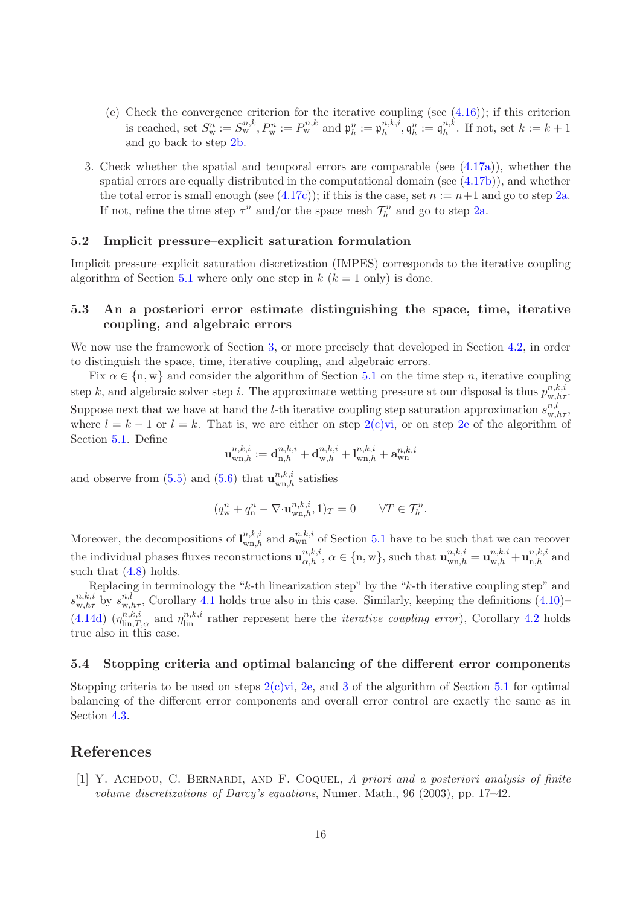(e) Check the convergence criterion for the iterative coupling (see (4.16)); if this criterion is reached, set $S_{\mathrm{w}}^n := S_{\mathrm{w}}^{n,k}, P_{\mathrm{w}}^n := P_{\mathrm{w}}^{n,k}$ and $\mathfrak{p}_h^n := \mathfrak{p}_h^{n,k,i}, \mathfrak{q}_h^n := \mathfrak{q}_h^{n,k}$. If not, set $k := k+1$ and go back to step 2b.

3. Check whether the spatial and temporal errors are comparable (see (4.17a)), whether the spatial errors are equally distributed in the computational domain (see (4.17b)), and whether the total error is small enough (see (4.17c)); if this is the case, set $n := n+1$ and go to step 2a. If not, refine the time step $\tau^n$ and/or the space mesh $\mathcal{T}_h^n$ and go to step 2a.

### 5.2 Implicit pressure–explicit saturation formulation

Implicit pressure–explicit saturation discretization (IMPES) corresponds to the iterative coupling algorithm of Section 5.1 where only one step in $k$ ($k = 1$ only) is done.

### 5.3 An a posteriori error estimate distinguishing the space, time, iterative coupling, and algebraic errors

We now use the framework of Section 3, or more precisely that developed in Section 4.2, in order to distinguish the space, time, iterative coupling, and algebraic errors.

Fix $\alpha \in \{\mathrm{n}, \mathrm{w}\}$ and consider the algorithm of Section 5.1 on the time step $n$, iterative coupling step $k$, and algebraic solver step $i$. The approximate wetting pressure at our disposal is thus $p_{\mathrm{w},h\tau}^{n,k,i}$. Suppose next that we have at hand the $l$-th iterative coupling step saturation approximation $s_{\mathrm{w},h\tau}^{n,l}$, where $l = k-1$ or $l = k$. That is, we are either on step 2(c)vi, or on step 2e of the algorithm of Section 5.1. Define

$$\mathbf{u}_{\mathrm{wn},h}^{n,k,i} := \mathbf{d}_{\mathrm{n},h}^{n,k,i} + \mathbf{d}_{\mathrm{w},h}^{n,k,i} + \mathbf{l}_{\mathrm{wn},h}^{n,k,i} + \mathbf{a}_{\mathrm{wn}}^{n,k,i}$$

and observe from (5.5) and (5.6) that $\mathbf{u}_{\mathrm{wn},h}^{n,k,i}$ satisfies

$$(q_{\mathrm{w}}^n + q_{\mathrm{n}}^n - \nabla\cdot\mathbf{u}_{\mathrm{wn},h}^{n,k,i}, 1)_T = 0 \qquad \forall T \in \mathcal{T}_h^n.$$

Moreover, the decompositions of $\mathbf{l}_{\mathrm{wn},h}^{n,k,i}$ and $\mathbf{a}_{\mathrm{wn}}^{n,k,i}$ of Section 5.1 have to be such that we can recover the individual phases fluxes reconstructions $\mathbf{u}_{\alpha,h}^{n,k,i}$, $\alpha \in \{\mathrm{n}, \mathrm{w}\}$, such that $\mathbf{u}_{\mathrm{wn},h}^{n,k,i} = \mathbf{u}_{\mathrm{w},h}^{n,k,i} + \mathbf{u}_{\mathrm{n},h}^{n,k,i}$ and such that (4.8) holds.

Replacing in terminology the "$k$-th linearization step" by the "$k$-th iterative coupling step" and $s_{\mathrm{w},h\tau}^{n,k,i}$ by $s_{\mathrm{w},h\tau}^{n,l}$, Corollary 4.1 holds true also in this case. Similarly, keeping the definitions (4.10)–(4.14d) ($\eta_{\mathrm{lin},T,\alpha}^{n,k,i}$ and $\eta_{\mathrm{lin}}^{n,k,i}$ rather represent here the *iterative coupling error*), Corollary 4.2 holds true also in this case.

### 5.4 Stopping criteria and optimal balancing of the different error components

Stopping criteria to be used on steps 2(c)vi, 2e, and 3 of the algorithm of Section 5.1 for optimal balancing of the different error components and overall error control are exactly the same as in Section 4.3.

## References

[1] Y. Achdou, C. Bernardi, and F. Coquel, *A priori and a posteriori analysis of finite volume discretizations of Darcy's equations*, Numer. Math., 96 (2003), pp. 17–42.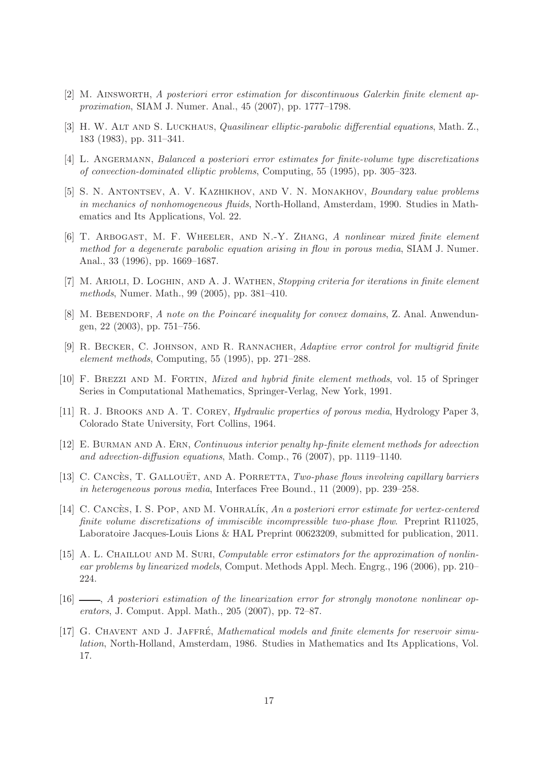[2] M. Ainsworth, *A posteriori error estimation for discontinuous Galerkin finite element approximation*, SIAM J. Numer. Anal., 45 (2007), pp. 1777–1798.

[3] H. W. Alt and S. Luckhaus, *Quasilinear elliptic-parabolic differential equations*, Math. Z., 183 (1983), pp. 311–341.

[4] L. Angermann, *Balanced a posteriori error estimates for finite-volume type discretizations of convection-dominated elliptic problems*, Computing, 55 (1995), pp. 305–323.

[5] S. N. Antontsev, A. V. Kazhikhov, and V. N. Monakhov, *Boundary value problems in mechanics of nonhomogeneous fluids*, North-Holland, Amsterdam, 1990. Studies in Mathematics and Its Applications, Vol. 22.

[6] T. Arbogast, M. F. Wheeler, and N.-Y. Zhang, *A nonlinear mixed finite element method for a degenerate parabolic equation arising in flow in porous media*, SIAM J. Numer. Anal., 33 (1996), pp. 1669–1687.

[7] M. Arioli, D. Loghin, and A. J. Wathen, *Stopping criteria for iterations in finite element methods*, Numer. Math., 99 (2005), pp. 381–410.

[8] M. Bebendorf, *A note on the Poincaré inequality for convex domains*, Z. Anal. Anwendungen, 22 (2003), pp. 751–756.

[9] R. Becker, C. Johnson, and R. Rannacher, *Adaptive error control for multigrid finite element methods*, Computing, 55 (1995), pp. 271–288.

[10] F. Brezzi and M. Fortin, *Mixed and hybrid finite element methods*, vol. 15 of Springer Series in Computational Mathematics, Springer-Verlag, New York, 1991.

[11] R. J. Brooks and A. T. Corey, *Hydraulic properties of porous media*, Hydrology Paper 3, Colorado State University, Fort Collins, 1964.

[12] E. Burman and A. Ern, *Continuous interior penalty hp-finite element methods for advection and advection-diffusion equations*, Math. Comp., 76 (2007), pp. 1119–1140.

[13] C. Cancès, T. Gallouët, and A. Porretta, *Two-phase flows involving capillary barriers in heterogeneous porous media*, Interfaces Free Bound., 11 (2009), pp. 239–258.

[14] C. Cancès, I. S. Pop, and M. Vohralík, *An a posteriori error estimate for vertex-centered finite volume discretizations of immiscible incompressible two-phase flow*. Preprint R11025, Laboratoire Jacques-Louis Lions & HAL Preprint 00623209, submitted for publication, 2011.

[15] A. L. Chaillou and M. Suri, *Computable error estimators for the approximation of nonlinear problems by linearized models*, Comput. Methods Appl. Mech. Engrg., 196 (2006), pp. 210–224.

[16] ——, *A posteriori estimation of the linearization error for strongly monotone nonlinear operators*, J. Comput. Appl. Math., 205 (2007), pp. 72–87.

[17] G. Chavent and J. Jaffré, *Mathematical models and finite elements for reservoir simulation*, North-Holland, Amsterdam, 1986. Studies in Mathematics and Its Applications, Vol. 17.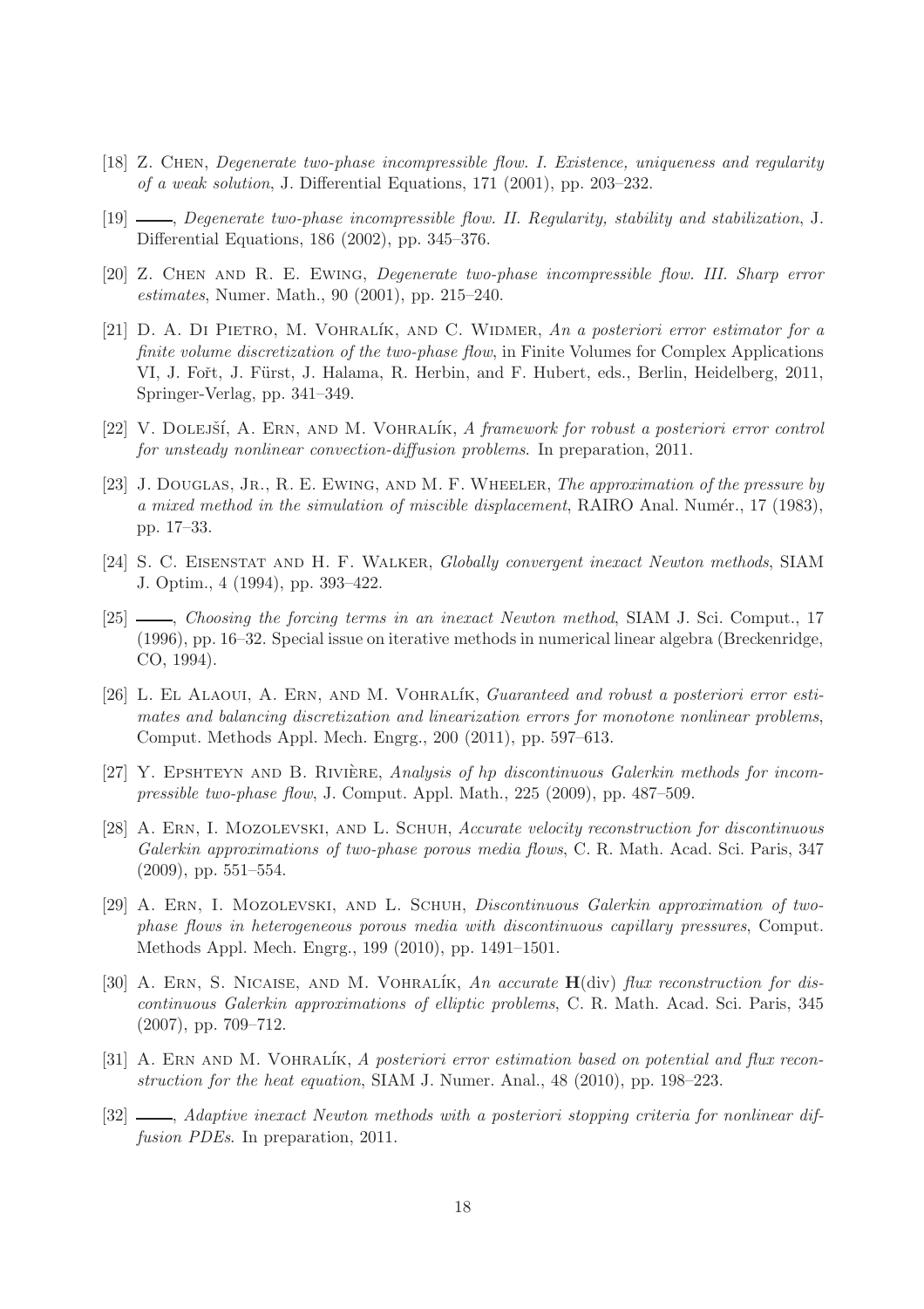[18] Z. Chen, *Degenerate two-phase incompressible flow. I. Existence, uniqueness and regularity of a weak solution*, J. Differential Equations, 171 (2001), pp. 203–232.

[19] ——, *Degenerate two-phase incompressible flow. II. Regularity, stability and stabilization*, J. Differential Equations, 186 (2002), pp. 345–376.

[20] Z. Chen and R. E. Ewing, *Degenerate two-phase incompressible flow. III. Sharp error estimates*, Numer. Math., 90 (2001), pp. 215–240.

[21] D. A. Di Pietro, M. Vohralík, and C. Widmer, *An a posteriori error estimator for a finite volume discretization of the two-phase flow*, in Finite Volumes for Complex Applications VI, J. Fořt, J. Fürst, J. Halama, R. Herbin, and F. Hubert, eds., Berlin, Heidelberg, 2011, Springer-Verlag, pp. 341–349.

[22] V. Dolejší, A. Ern, and M. Vohralík, *A framework for robust a posteriori error control for unsteady nonlinear convection-diffusion problems*. In preparation, 2011.

[23] J. Douglas, Jr., R. E. Ewing, and M. F. Wheeler, *The approximation of the pressure by a mixed method in the simulation of miscible displacement*, RAIRO Anal. Numér., 17 (1983), pp. 17–33.

[24] S. C. Eisenstat and H. F. Walker, *Globally convergent inexact Newton methods*, SIAM J. Optim., 4 (1994), pp. 393–422.

[25] ——, *Choosing the forcing terms in an inexact Newton method*, SIAM J. Sci. Comput., 17 (1996), pp. 16–32. Special issue on iterative methods in numerical linear algebra (Breckenridge, CO, 1994).

[26] L. El Alaoui, A. Ern, and M. Vohralík, *Guaranteed and robust a posteriori error estimates and balancing discretization and linearization errors for monotone nonlinear problems*, Comput. Methods Appl. Mech. Engrg., 200 (2011), pp. 597–613.

[27] Y. Epshteyn and B. Rivière, *Analysis of hp discontinuous Galerkin methods for incompressible two-phase flow*, J. Comput. Appl. Math., 225 (2009), pp. 487–509.

[28] A. Ern, I. Mozolevski, and L. Schuh, *Accurate velocity reconstruction for discontinuous Galerkin approximations of two-phase porous media flows*, C. R. Math. Acad. Sci. Paris, 347 (2009), pp. 551–554.

[29] A. Ern, I. Mozolevski, and L. Schuh, *Discontinuous Galerkin approximation of two-phase flows in heterogeneous porous media with discontinuous capillary pressures*, Comput. Methods Appl. Mech. Engrg., 199 (2010), pp. 1491–1501.

[30] A. Ern, S. Nicaise, and M. Vohralík, *An accurate* $\mathbf{H}(\mathrm{div})$ *flux reconstruction for discontinuous Galerkin approximations of elliptic problems*, C. R. Math. Acad. Sci. Paris, 345 (2007), pp. 709–712.

[31] A. Ern and M. Vohralík, *A posteriori error estimation based on potential and flux reconstruction for the heat equation*, SIAM J. Numer. Anal., 48 (2010), pp. 198–223.

[32] ——, *Adaptive inexact Newton methods with a posteriori stopping criteria for nonlinear diffusion PDEs*. In preparation, 2011.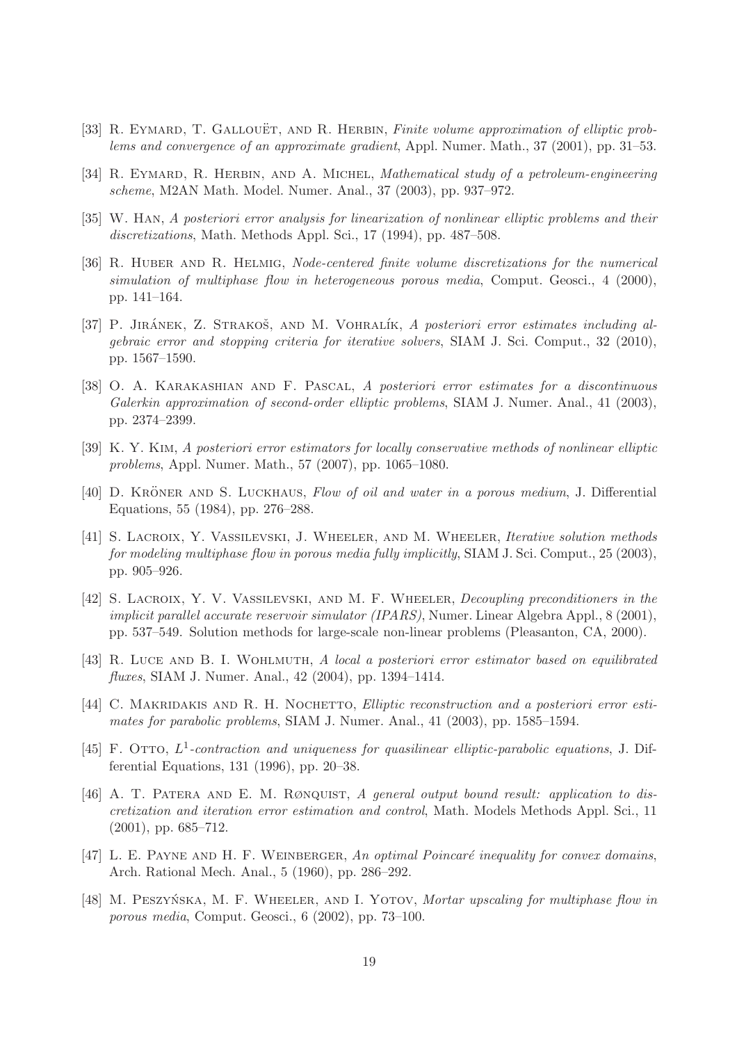[33] R. Eymard, T. Gallouët, and R. Herbin, *Finite volume approximation of elliptic problems and convergence of an approximate gradient*, Appl. Numer. Math., 37 (2001), pp. 31–53.

[34] R. Eymard, R. Herbin, and A. Michel, *Mathematical study of a petroleum-engineering scheme*, M2AN Math. Model. Numer. Anal., 37 (2003), pp. 937–972.

[35] W. Han, *A posteriori error analysis for linearization of nonlinear elliptic problems and their discretizations*, Math. Methods Appl. Sci., 17 (1994), pp. 487–508.

[36] R. Huber and R. Helmig, *Node-centered finite volume discretizations for the numerical simulation of multiphase flow in heterogeneous porous media*, Comput. Geosci., 4 (2000), pp. 141–164.

[37] P. Jiránek, Z. Strakoš, and M. Vohralík, *A posteriori error estimates including algebraic error and stopping criteria for iterative solvers*, SIAM J. Sci. Comput., 32 (2010), pp. 1567–1590.

[38] O. A. Karakashian and F. Pascal, *A posteriori error estimates for a discontinuous Galerkin approximation of second-order elliptic problems*, SIAM J. Numer. Anal., 41 (2003), pp. 2374–2399.

[39] K. Y. Kim, *A posteriori error estimators for locally conservative methods of nonlinear elliptic problems*, Appl. Numer. Math., 57 (2007), pp. 1065–1080.

[40] D. Kröner and S. Luckhaus, *Flow of oil and water in a porous medium*, J. Differential Equations, 55 (1984), pp. 276–288.

[41] S. Lacroix, Y. Vassilevski, J. Wheeler, and M. Wheeler, *Iterative solution methods for modeling multiphase flow in porous media fully implicitly*, SIAM J. Sci. Comput., 25 (2003), pp. 905–926.

[42] S. Lacroix, Y. V. Vassilevski, and M. F. Wheeler, *Decoupling preconditioners in the implicit parallel accurate reservoir simulator (IPARS)*, Numer. Linear Algebra Appl., 8 (2001), pp. 537–549. Solution methods for large-scale non-linear problems (Pleasanton, CA, 2000).

[43] R. Luce and B. I. Wohlmuth, *A local a posteriori error estimator based on equilibrated fluxes*, SIAM J. Numer. Anal., 42 (2004), pp. 1394–1414.

[44] C. Makridakis and R. H. Nochetto, *Elliptic reconstruction and a posteriori error estimates for parabolic problems*, SIAM J. Numer. Anal., 41 (2003), pp. 1585–1594.

[45] F. Otto, *$L^1$-contraction and uniqueness for quasilinear elliptic-parabolic equations*, J. Differential Equations, 131 (1996), pp. 20–38.

[46] A. T. Patera and E. M. Rønquist, *A general output bound result: application to discretization and iteration error estimation and control*, Math. Models Methods Appl. Sci., 11 (2001), pp. 685–712.

[47] L. E. Payne and H. F. Weinberger, *An optimal Poincaré inequality for convex domains*, Arch. Rational Mech. Anal., 5 (1960), pp. 286–292.

[48] M. Peszyńska, M. F. Wheeler, and I. Yotov, *Mortar upscaling for multiphase flow in porous media*, Comput. Geosci., 6 (2002), pp. 73–100.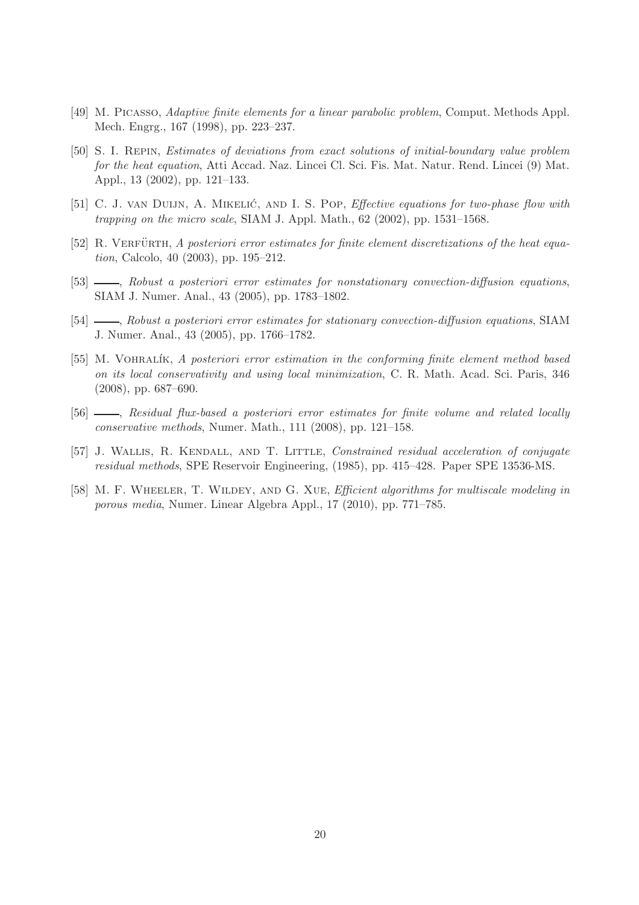[49] M. Picasso, *Adaptive finite elements for a linear parabolic problem*, Comput. Methods Appl. Mech. Engrg., 167 (1998), pp. 223–237.

[50] S. I. Repin, *Estimates of deviations from exact solutions of initial-boundary value problem for the heat equation*, Atti Accad. Naz. Lincei Cl. Sci. Fis. Mat. Natur. Rend. Lincei (9) Mat. Appl., 13 (2002), pp. 121–133.

[51] C. J. van Duijn, A. Mikelić, and I. S. Pop, *Effective equations for two-phase flow with trapping on the micro scale*, SIAM J. Appl. Math., 62 (2002), pp. 1531–1568.

[52] R. Verfürth, *A posteriori error estimates for finite element discretizations of the heat equation*, Calcolo, 40 (2003), pp. 195–212.

[53] ——, *Robust a posteriori error estimates for nonstationary convection-diffusion equations*, SIAM J. Numer. Anal., 43 (2005), pp. 1783–1802.

[54] ——, *Robust a posteriori error estimates for stationary convection-diffusion equations*, SIAM J. Numer. Anal., 43 (2005), pp. 1766–1782.

[55] M. Vohralík, *A posteriori error estimation in the conforming finite element method based on its local conservativity and using local minimization*, C. R. Math. Acad. Sci. Paris, 346 (2008), pp. 687–690.

[56] ——, *Residual flux-based a posteriori error estimates for finite volume and related locally conservative methods*, Numer. Math., 111 (2008), pp. 121–158.

[57] J. Wallis, R. Kendall, and T. Little, *Constrained residual acceleration of conjugate residual methods*, SPE Reservoir Engineering, (1985), pp. 415–428. Paper SPE 13536-MS.

[58] M. F. Wheeler, T. Wildey, and G. Xue, *Efficient algorithms for multiscale modeling in porous media*, Numer. Linear Algebra Appl., 17 (2010), pp. 771–785.